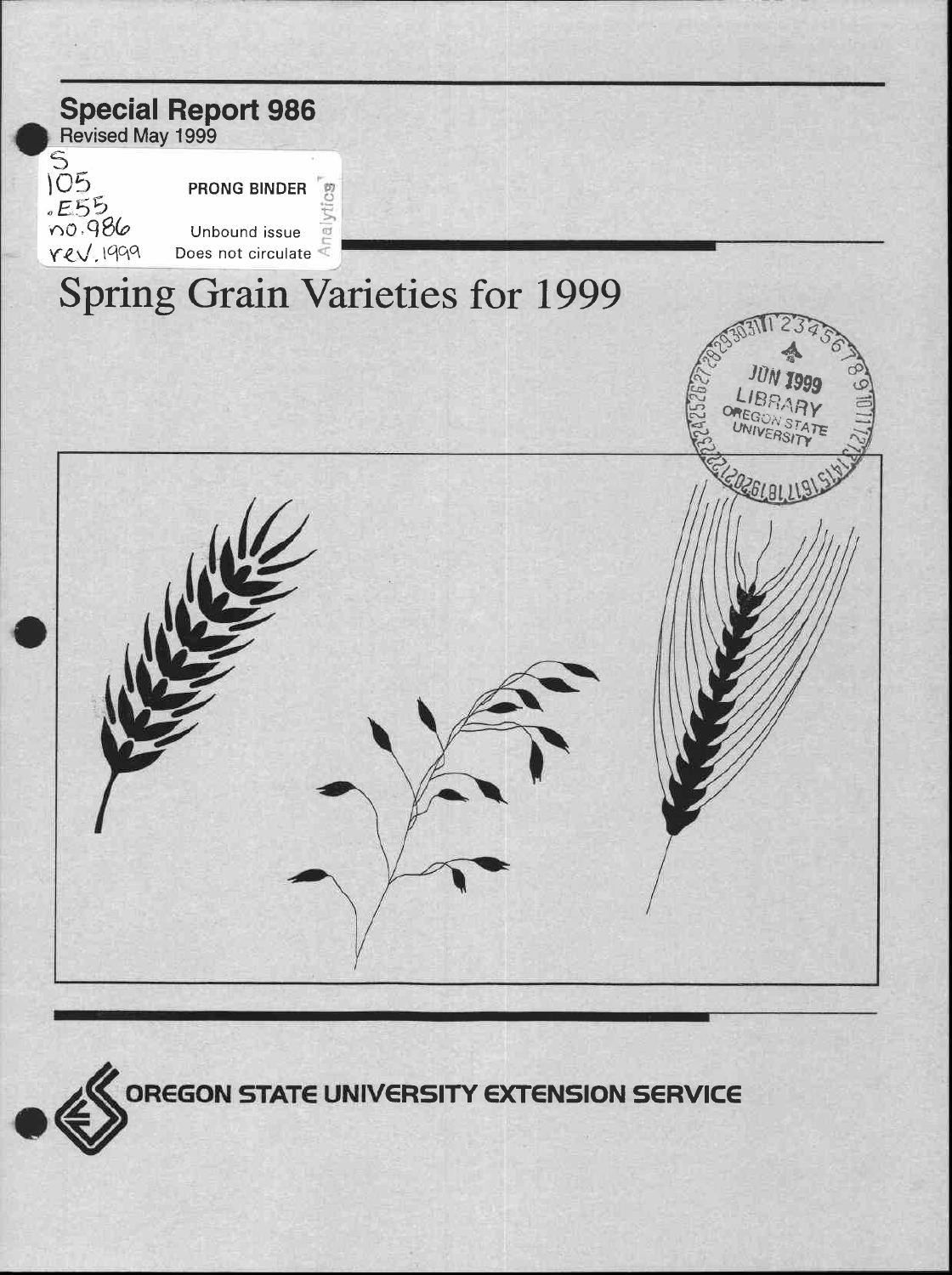# Special Report 986

Revised May 1999

S
105
.E55
no.986
rev.1999

PRONG BINDER

Unbound issue
Does not circulate

# Spring Grain Varieties for 1999

JUN 1999
LIBRARY
OREGON STATE UNIVERSITY

OREGON STATE UNIVERSITY EXTENSION SERVICE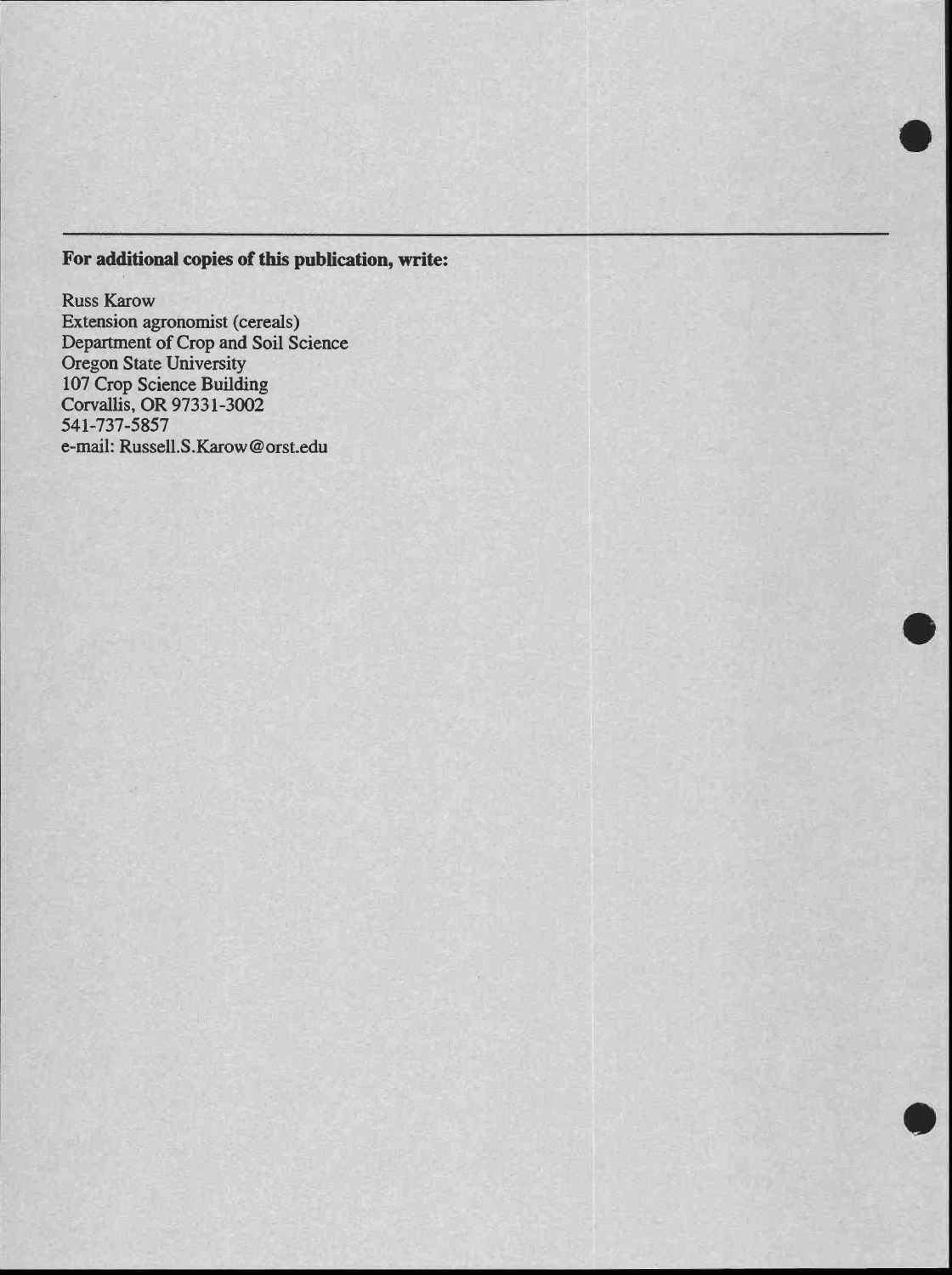**For additional copies of this publication, write:**

Russ Karow
Extension agronomist (cereals)
Department of Crop and Soil Science
Oregon State University
107 Crop Science Building
Corvallis, OR 97331-3002
541-737-5857
e-mail: Russell.S.Karow@orst.edu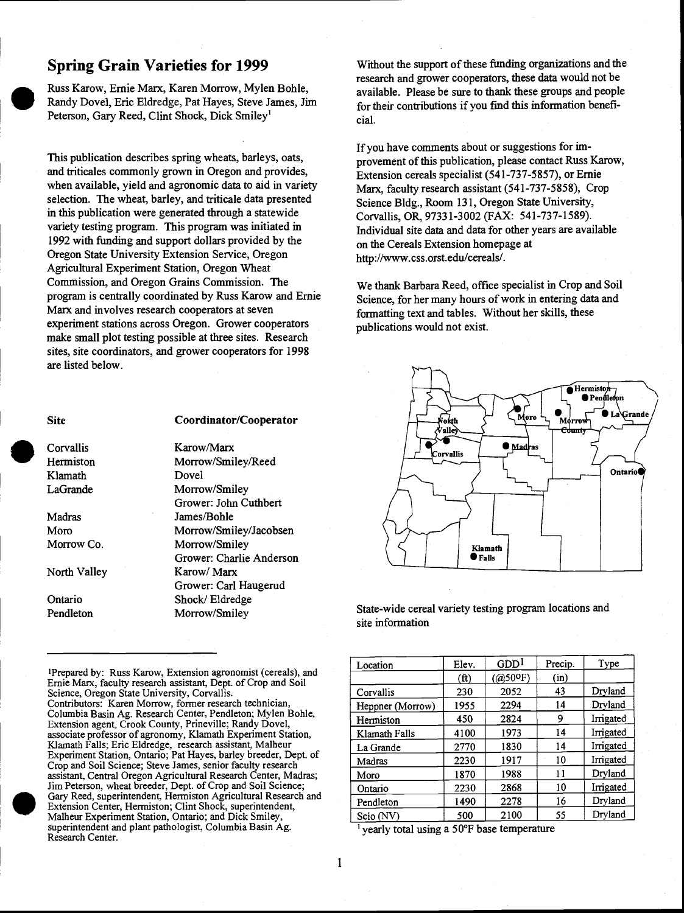## Spring Grain Varieties for 1999

Russ Karow, Ernie Marx, Karen Morrow, Mylen Bohle, Randy Dovel, Eric Eldredge, Pat Hayes, Steve James, Jim Peterson, Gary Reed, Clint Shock, Dick Smiley[1]

This publication describes spring wheats, barleys, oats, and triticales commonly grown in Oregon and provides, when available, yield and agronomic data to aid in variety selection. The wheat, barley, and triticale data presented in this publication were generated through a statewide variety testing program. This program was initiated in 1992 with funding and support dollars provided by the Oregon State University Extension Service, Oregon Agricultural Experiment Station, Oregon Wheat Commission, and Oregon Grains Commission. The program is centrally coordinated by Russ Karow and Ernie Marx and involves research cooperators at seven experiment stations across Oregon. Grower cooperators make small plot testing possible at three sites. Research sites, site coordinators, and grower cooperators for 1998 are listed below.

| Site | Coordinator/Cooperator |
|---|---|
| Corvallis | Karow/Marx |
| Hermiston | Morrow/Smiley/Reed |
| Klamath | Dovel |
| LaGrande | Morrow/Smiley<br>Grower: John Cuthbert |
| Madras | James/Bohle |
| Moro | Morrow/Smiley/Jacobsen |
| Morrow Co. | Morrow/Smiley<br>Grower: Charlie Anderson |
| North Valley | Karow/ Marx<br>Grower: Carl Haugerud |
| Ontario | Shock/ Eldredge |
| Pendleton | Morrow/Smiley |

[1]Prepared by: Russ Karow, Extension agronomist (cereals), and Ernie Marx, faculty research assistant, Dept. of Crop and Soil Science, Oregon State University, Corvallis.
Contributors: Karen Morrow, former research technician, Columbia Basin Ag. Research Center, Pendleton; Mylen Bohle, Extension agent, Crook County, Prineville; Randy Dovel, associate professor of agronomy, Klamath Experiment Station, Klamath Falls; Eric Eldredge, research assistant, Malheur Experiment Station, Ontario; Pat Hayes, barley breeder, Dept. of Crop and Soil Science; Steve James, senior faculty research assistant, Central Oregon Agricultural Research Center, Madras; Jim Peterson, wheat breeder, Dept. of Crop and Soil Science; Gary Reed, superintendent, Hermiston Agricultural Research and Extension Center, Hermiston; Clint Shock, superintendent, Malheur Experiment Station, Ontario; and Dick Smiley, superintendent and plant pathologist, Columbia Basin Ag. Research Center.

Without the support of these funding organizations and the research and grower cooperators, these data would not be available. Please be sure to thank these groups and people for their contributions if you find this information beneficial.

If you have comments about or suggestions for improvement of this publication, please contact Russ Karow, Extension cereals specialist (541-737-5857), or Ernie Marx, faculty research assistant (541-737-5858), Crop Science Bldg., Room 131, Oregon State University, Corvallis, OR, 97331-3002 (FAX: 541-737-1589). Individual site data and data for other years are available on the Cereals Extension homepage at http://www.css.orst.edu/cereals/.

We thank Barbara Reed, office specialist in Crop and Soil Science, for her many hours of work in entering data and formatting text and tables. Without her skills, these publications would not exist.

Hermiston
Pendleton
La Grande
Moro
Morrow County
North Valley
Corvallis
Madras
Ontario
Klamath Falls

State-wide cereal variety testing program locations and site information

| Location | Elev. (ft) | GDD[1] (@50°F) | Precip. (in) | Type |
|---|---|---|---|---|
| Corvallis | 230 | 2052 | 43 | Dryland |
| Heppner (Morrow) | 1955 | 2294 | 14 | Dryland |
| Hermiston | 450 | 2824 | 9 | Irrigated |
| Klamath Falls | 4100 | 1973 | 14 | Irrigated |
| La Grande | 2770 | 1830 | 14 | Irrigated |
| Madras | 2230 | 1917 | 10 | Irrigated |
| Moro | 1870 | 1988 | 11 | Dryland |
| Ontario | 2230 | 2868 | 10 | Irrigated |
| Pendleton | 1490 | 2278 | 16 | Dryland |
| Scio (NV) | 500 | 2100 | 55 | Dryland |

[1] yearly total using a 50°F base temperature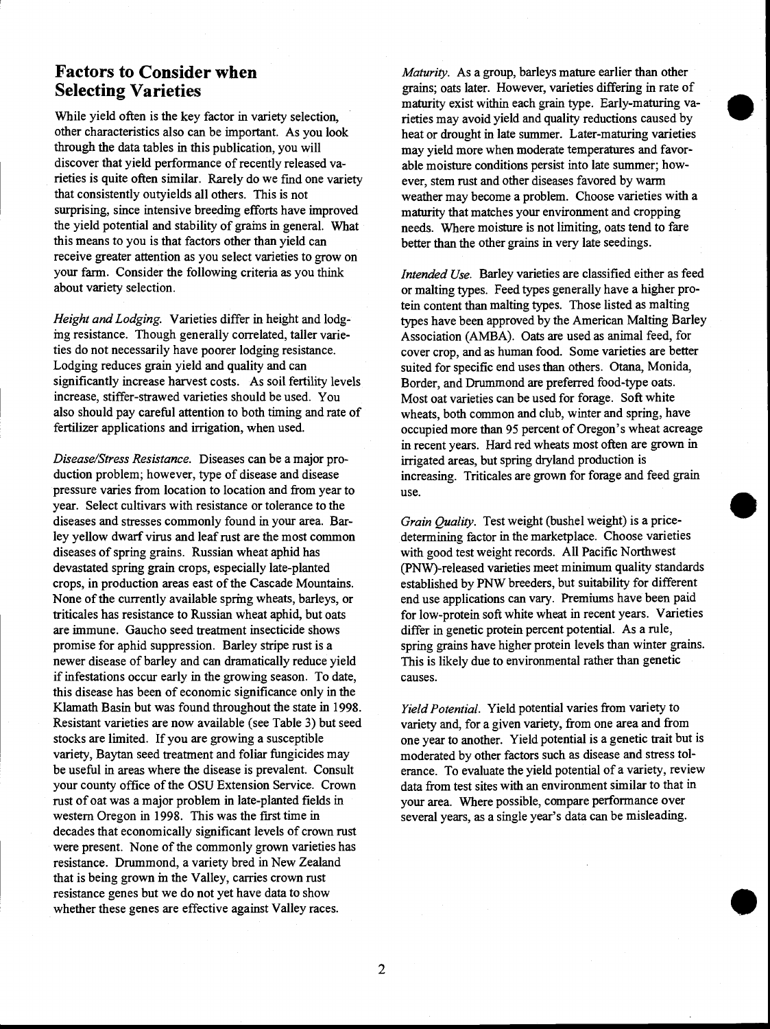## Factors to Consider when Selecting Varieties

While yield often is the key factor in variety selection, other characteristics also can be important. As you look through the data tables in this publication, you will discover that yield performance of recently released varieties is quite often similar. Rarely do we find one variety that consistently outyields all others. This is not surprising, since intensive breeding efforts have improved the yield potential and stability of grains in general. What this means to you is that factors other than yield can receive greater attention as you select varieties to grow on your farm. Consider the following criteria as you think about variety selection.

*Height and Lodging.* Varieties differ in height and lodging resistance. Though generally correlated, taller varieties do not necessarily have poorer lodging resistance. Lodging reduces grain yield and quality and can significantly increase harvest costs. As soil fertility levels increase, stiffer-strawed varieties should be used. You also should pay careful attention to both timing and rate of fertilizer applications and irrigation, when used.

*Disease/Stress Resistance.* Diseases can be a major production problem; however, type of disease and disease pressure varies from location to location and from year to year. Select cultivars with resistance or tolerance to the diseases and stresses commonly found in your area. Barley yellow dwarf virus and leaf rust are the most common diseases of spring grains. Russian wheat aphid has devastated spring grain crops, especially late-planted crops, in production areas east of the Cascade Mountains. None of the currently available spring wheats, barleys, or triticales has resistance to Russian wheat aphid, but oats are immune. Gaucho seed treatment insecticide shows promise for aphid suppression. Barley stripe rust is a newer disease of barley and can dramatically reduce yield if infestations occur early in the growing season. To date, this disease has been of economic significance only in the Klamath Basin but was found throughout the state in 1998. Resistant varieties are now available (see Table 3) but seed stocks are limited. If you are growing a susceptible variety, Baytan seed treatment and foliar fungicides may be useful in areas where the disease is prevalent. Consult your county office of the OSU Extension Service. Crown rust of oat was a major problem in late-planted fields in western Oregon in 1998. This was the first time in decades that economically significant levels of crown rust were present. None of the commonly grown varieties has resistance. Drummond, a variety bred in New Zealand that is being grown in the Valley, carries crown rust resistance genes but we do not yet have data to show whether these genes are effective against Valley races.

*Maturity.* As a group, barleys mature earlier than other grains; oats later. However, varieties differing in rate of maturity exist within each grain type. Early-maturing varieties may avoid yield and quality reductions caused by heat or drought in late summer. Later-maturing varieties may yield more when moderate temperatures and favorable moisture conditions persist into late summer; however, stem rust and other diseases favored by warm weather may become a problem. Choose varieties with a maturity that matches your environment and cropping needs. Where moisture is not limiting, oats tend to fare better than the other grains in very late seedings.

*Intended Use.* Barley varieties are classified either as feed or malting types. Feed types generally have a higher protein content than malting types. Those listed as malting types have been approved by the American Malting Barley Association (AMBA). Oats are used as animal feed, for cover crop, and as human food. Some varieties are better suited for specific end uses than others. Otana, Monida, Border, and Drummond are preferred food-type oats. Most oat varieties can be used for forage. Soft white wheats, both common and club, winter and spring, have occupied more than 95 percent of Oregon's wheat acreage in recent years. Hard red wheats most often are grown in irrigated areas, but spring dryland production is increasing. Triticales are grown for forage and feed grain use.

*Grain Quality.* Test weight (bushel weight) is a price-determining factor in the marketplace. Choose varieties with good test weight records. All Pacific Northwest (PNW)-released varieties meet minimum quality standards established by PNW breeders, but suitability for different end use applications can vary. Premiums have been paid for low-protein soft white wheat in recent years. Varieties differ in genetic protein percent potential. As a rule, spring grains have higher protein levels than winter grains. This is likely due to environmental rather than genetic causes.

*Yield Potential.* Yield potential varies from variety to variety and, for a given variety, from one area and from one year to another. Yield potential is a genetic trait but is moderated by other factors such as disease and stress tolerance. To evaluate the yield potential of a variety, review data from test sites with an environment similar to that in your area. Where possible, compare performance over several years, as a single year's data can be misleading.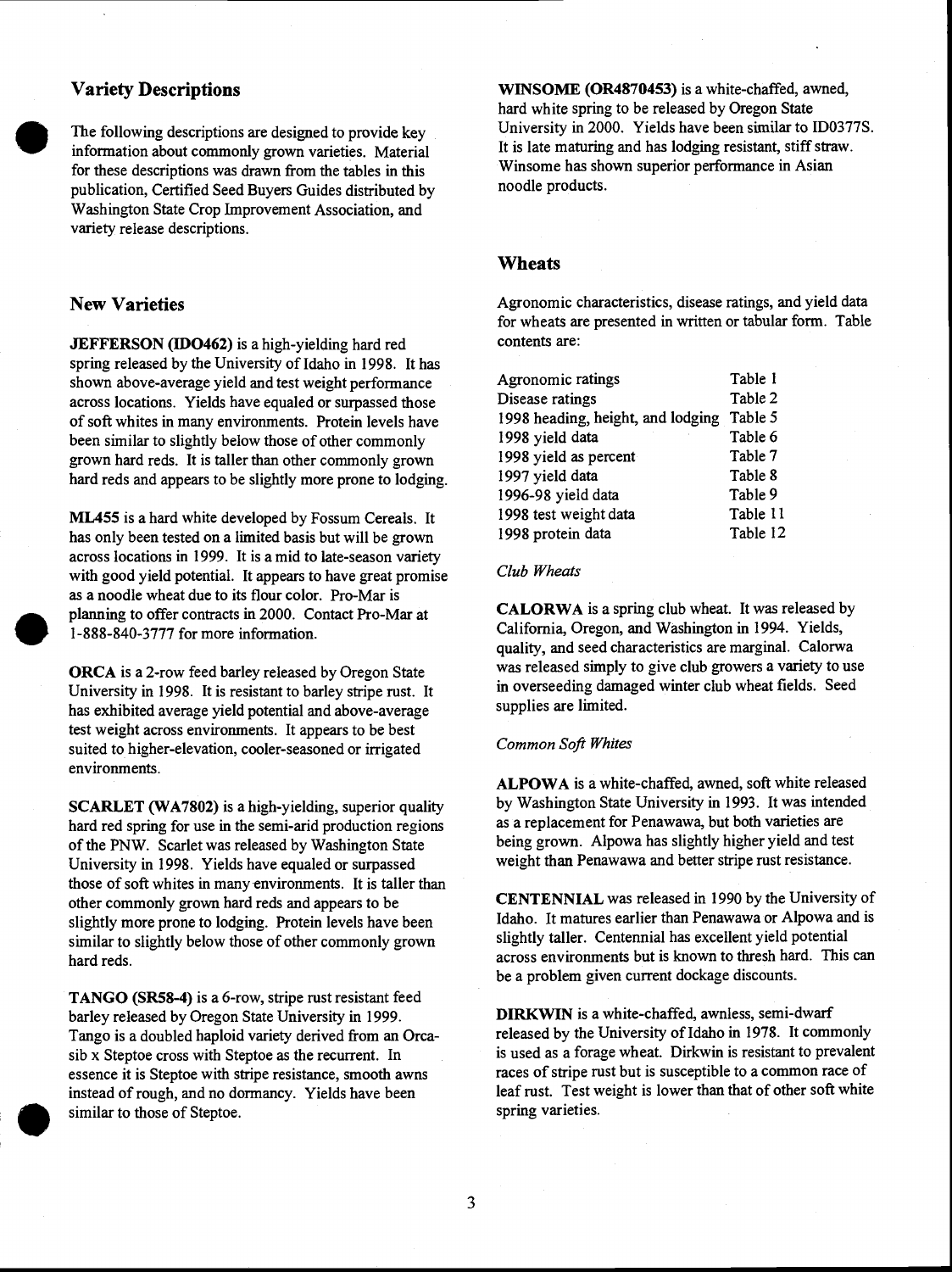## Variety Descriptions

The following descriptions are designed to provide key information about commonly grown varieties. Material for these descriptions was drawn from the tables in this publication, Certified Seed Buyers Guides distributed by Washington State Crop Improvement Association, and variety release descriptions.

## New Varieties

**JEFFERSON (ID0462)** is a high-yielding hard red spring released by the University of Idaho in 1998. It has shown above-average yield and test weight performance across locations. Yields have equaled or surpassed those of soft whites in many environments. Protein levels have been similar to slightly below those of other commonly grown hard reds. It is taller than other commonly grown hard reds and appears to be slightly more prone to lodging.

**ML455** is a hard white developed by Fossum Cereals. It has only been tested on a limited basis but will be grown across locations in 1999. It is a mid to late-season variety with good yield potential. It appears to have great promise as a noodle wheat due to its flour color. Pro-Mar is planning to offer contracts in 2000. Contact Pro-Mar at 1-888-840-3777 for more information.

**ORCA** is a 2-row feed barley released by Oregon State University in 1998. It is resistant to barley stripe rust. It has exhibited average yield potential and above-average test weight across environments. It appears to be best suited to higher-elevation, cooler-seasoned or irrigated environments.

**SCARLET (WA7802)** is a high-yielding, superior quality hard red spring for use in the semi-arid production regions of the PNW. Scarlet was released by Washington State University in 1998. Yields have equaled or surpassed those of soft whites in many environments. It is taller than other commonly grown hard reds and appears to be slightly more prone to lodging. Protein levels have been similar to slightly below those of other commonly grown hard reds.

**TANGO (SR58-4)** is a 6-row, stripe rust resistant feed barley released by Oregon State University in 1999. Tango is a doubled haploid variety derived from an Orca-sib x Steptoe cross with Steptoe as the recurrent. In essence it is Steptoe with stripe resistance, smooth awns instead of rough, and no dormancy. Yields have been similar to those of Steptoe.

**WINSOME (OR4870453)** is a white-chaffed, awned, hard white spring to be released by Oregon State University in 2000. Yields have been similar to ID0377S. It is late maturing and has lodging resistant, stiff straw. Winsome has shown superior performance in Asian noodle products.

## Wheats

Agronomic characteristics, disease ratings, and yield data for wheats are presented in written or tabular form. Table contents are:

| | |
|---|---|
| Agronomic ratings | Table 1 |
| Disease ratings | Table 2 |
| 1998 heading, height, and lodging | Table 5 |
| 1998 yield data | Table 6 |
| 1998 yield as percent | Table 7 |
| 1997 yield data | Table 8 |
| 1996-98 yield data | Table 9 |
| 1998 test weight data | Table 11 |
| 1998 protein data | Table 12 |

*Club Wheats*

**CALORWA** is a spring club wheat. It was released by California, Oregon, and Washington in 1994. Yields, quality, and seed characteristics are marginal. Calorwa was released simply to give club growers a variety to use in overseeding damaged winter club wheat fields. Seed supplies are limited.

*Common Soft Whites*

**ALPOWA** is a white-chaffed, awned, soft white released by Washington State University in 1993. It was intended as a replacement for Penawawa, but both varieties are being grown. Alpowa has slightly higher yield and test weight than Penawawa and better stripe rust resistance.

**CENTENNIAL** was released in 1990 by the University of Idaho. It matures earlier than Penawawa or Alpowa and is slightly taller. Centennial has excellent yield potential across environments but is known to thresh hard. This can be a problem given current dockage discounts.

**DIRKWIN** is a white-chaffed, awnless, semi-dwarf released by the University of Idaho in 1978. It commonly is used as a forage wheat. Dirkwin is resistant to prevalent races of stripe rust but is susceptible to a common race of leaf rust. Test weight is lower than that of other soft white spring varieties.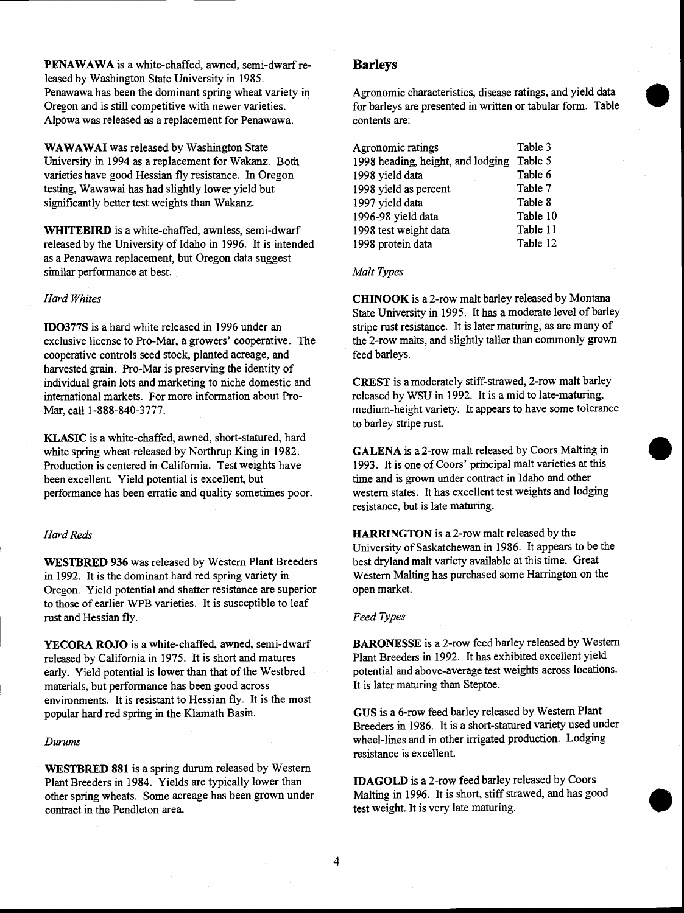**PENAWAWA** is a white-chaffed, awned, semi-dwarf released by Washington State University in 1985. Penawawa has been the dominant spring wheat variety in Oregon and is still competitive with newer varieties. Alpowa was released as a replacement for Penawawa.

**WAWAWAI** was released by Washington State University in 1994 as a replacement for Wakanz. Both varieties have good Hessian fly resistance. In Oregon testing, Wawawai has had slightly lower yield but significantly better test weights than Wakanz.

**WHITEBIRD** is a white-chaffed, awnless, semi-dwarf released by the University of Idaho in 1996. It is intended as a Penawawa replacement, but Oregon data suggest similar performance at best.

*Hard Whites*

**IDO377S** is a hard white released in 1996 under an exclusive license to Pro-Mar, a growers' cooperative. The cooperative controls seed stock, planted acreage, and harvested grain. Pro-Mar is preserving the identity of individual grain lots and marketing to niche domestic and international markets. For more information about Pro-Mar, call 1-888-840-3777.

**KLASIC** is a white-chaffed, awned, short-statured, hard white spring wheat released by Northrup King in 1982. Production is centered in California. Test weights have been excellent. Yield potential is excellent, but performance has been erratic and quality sometimes poor.

*Hard Reds*

**WESTBRED 936** was released by Western Plant Breeders in 1992. It is the dominant hard red spring variety in Oregon. Yield potential and shatter resistance are superior to those of earlier WPB varieties. It is susceptible to leaf rust and Hessian fly.

**YECORA ROJO** is a white-chaffed, awned, semi-dwarf released by California in 1975. It is short and matures early. Yield potential is lower than that of the Westbred materials, but performance has been good across environments. It is resistant to Hessian fly. It is the most popular hard red spring in the Klamath Basin.

*Durums*

**WESTBRED 881** is a spring durum released by Western Plant Breeders in 1984. Yields are typically lower than other spring wheats. Some acreage has been grown under contract in the Pendleton area.

## Barleys

Agronomic characteristics, disease ratings, and yield data for barleys are presented in written or tabular form. Table contents are:

| | |
|---|---|
| Agronomic ratings | Table 3 |
| 1998 heading, height, and lodging | Table 5 |
| 1998 yield data | Table 6 |
| 1998 yield as percent | Table 7 |
| 1997 yield data | Table 8 |
| 1996-98 yield data | Table 10 |
| 1998 test weight data | Table 11 |
| 1998 protein data | Table 12 |

*Malt Types*

**CHINOOK** is a 2-row malt barley released by Montana State University in 1995. It has a moderate level of barley stripe rust resistance. It is later maturing, as are many of the 2-row malts, and slightly taller than commonly grown feed barleys.

**CREST** is a moderately stiff-strawed, 2-row malt barley released by WSU in 1992. It is a mid to late-maturing, medium-height variety. It appears to have some tolerance to barley stripe rust.

**GALENA** is a 2-row malt released by Coors Malting in 1993. It is one of Coors' principal malt varieties at this time and is grown under contract in Idaho and other western states. It has excellent test weights and lodging resistance, but is late maturing.

**HARRINGTON** is a 2-row malt released by the University of Saskatchewan in 1986. It appears to be the best dryland malt variety available at this time. Great Western Malting has purchased some Harrington on the open market.

*Feed Types*

**BARONESSE** is a 2-row feed barley released by Western Plant Breeders in 1992. It has exhibited excellent yield potential and above-average test weights across locations. It is later maturing than Steptoe.

**GUS** is a 6-row feed barley released by Western Plant Breeders in 1986. It is a short-statured variety used under wheel-lines and in other irrigated production. Lodging resistance is excellent.

**IDAGOLD** is a 2-row feed barley released by Coors Malting in 1996. It is short, stiff strawed, and has good test weight. It is very late maturing.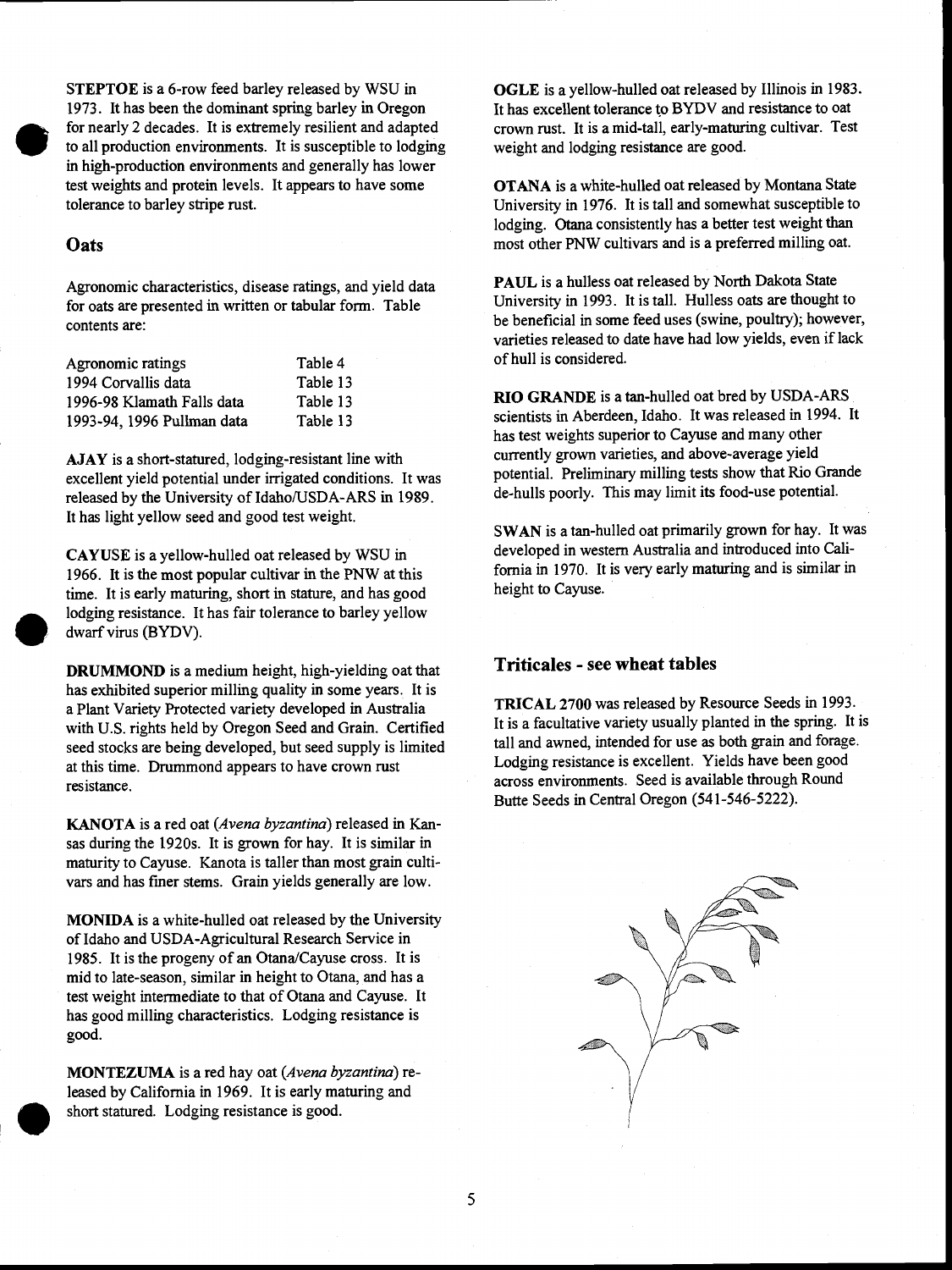**STEPTOE** is a 6-row feed barley released by WSU in 1973. It has been the dominant spring barley in Oregon for nearly 2 decades. It is extremely resilient and adapted to all production environments. It is susceptible to lodging in high-production environments and generally has lower test weights and protein levels. It appears to have some tolerance to barley stripe rust.

## Oats

Agronomic characteristics, disease ratings, and yield data for oats are presented in written or tabular form. Table contents are:

| | |
|---|---|
| Agronomic ratings | Table 4 |
| 1994 Corvallis data | Table 13 |
| 1996-98 Klamath Falls data | Table 13 |
| 1993-94, 1996 Pullman data | Table 13 |

**AJAY** is a short-statured, lodging-resistant line with excellent yield potential under irrigated conditions. It was released by the University of Idaho/USDA-ARS in 1989. It has light yellow seed and good test weight.

**CAYUSE** is a yellow-hulled oat released by WSU in 1966. It is the most popular cultivar in the PNW at this time. It is early maturing, short in stature, and has good lodging resistance. It has fair tolerance to barley yellow dwarf virus (BYDV).

**DRUMMOND** is a medium height, high-yielding oat that has exhibited superior milling quality in some years. It is a Plant Variety Protected variety developed in Australia with U.S. rights held by Oregon Seed and Grain. Certified seed stocks are being developed, but seed supply is limited at this time. Drummond appears to have crown rust resistance.

**KANOTA** is a red oat (*Avena byzantina*) released in Kansas during the 1920s. It is grown for hay. It is similar in maturity to Cayuse. Kanota is taller than most grain cultivars and has finer stems. Grain yields generally are low.

**MONIDA** is a white-hulled oat released by the University of Idaho and USDA-Agricultural Research Service in 1985. It is the progeny of an Otana/Cayuse cross. It is mid to late-season, similar in height to Otana, and has a test weight intermediate to that of Otana and Cayuse. It has good milling characteristics. Lodging resistance is good.

**MONTEZUMA** is a red hay oat (*Avena byzantina*) released by California in 1969. It is early maturing and short statured. Lodging resistance is good.

**OGLE** is a yellow-hulled oat released by Illinois in 1983. It has excellent tolerance to BYDV and resistance to oat crown rust. It is a mid-tall, early-maturing cultivar. Test weight and lodging resistance are good.

**OTANA** is a white-hulled oat released by Montana State University in 1976. It is tall and somewhat susceptible to lodging. Otana consistently has a better test weight than most other PNW cultivars and is a preferred milling oat.

**PAUL** is a hulless oat released by North Dakota State University in 1993. It is tall. Hulless oats are thought to be beneficial in some feed uses (swine, poultry); however, varieties released to date have had low yields, even if lack of hull is considered.

**RIO GRANDE** is a tan-hulled oat bred by USDA-ARS scientists in Aberdeen, Idaho. It was released in 1994. It has test weights superior to Cayuse and many other currently grown varieties, and above-average yield potential. Preliminary milling tests show that Rio Grande de-hulls poorly. This may limit its food-use potential.

**SWAN** is a tan-hulled oat primarily grown for hay. It was developed in western Australia and introduced into California in 1970. It is very early maturing and is similar in height to Cayuse.

## Triticales - see wheat tables

**TRICAL 2700** was released by Resource Seeds in 1993. It is a facultative variety usually planted in the spring. It is tall and awned, intended for use as both grain and forage. Lodging resistance is excellent. Yields have been good across environments. Seed is available through Round Butte Seeds in Central Oregon (541-546-5222).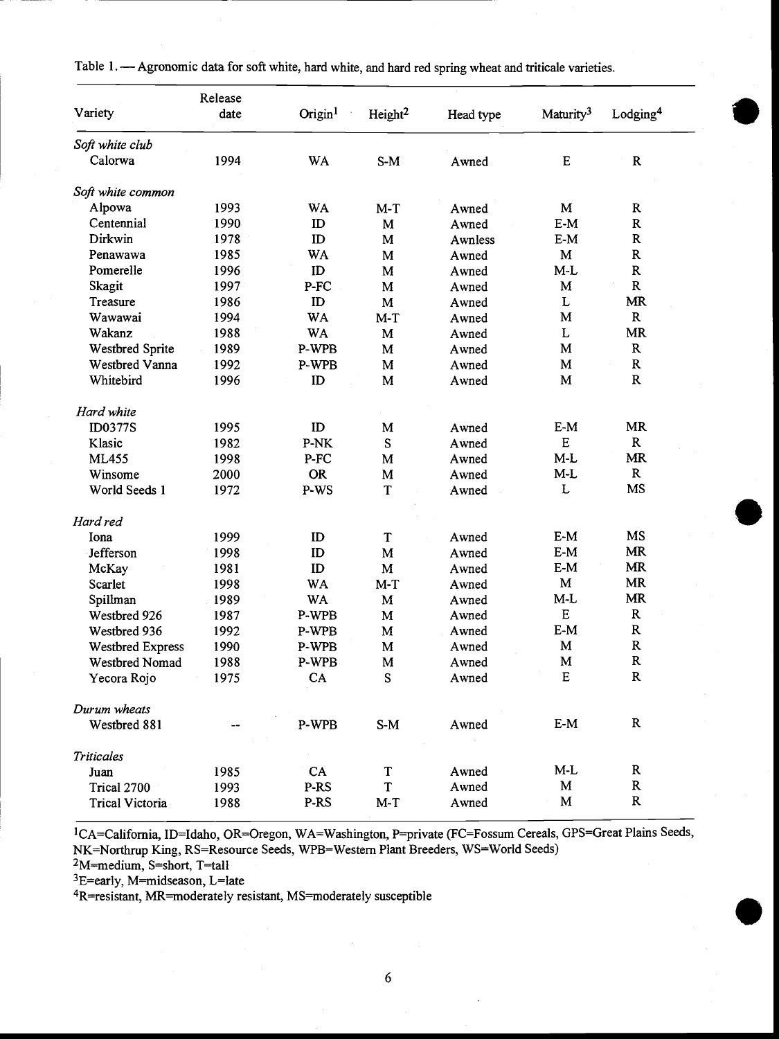Table 1. — Agronomic data for soft white, hard white, and hard red spring wheat and triticale varieties.

| Variety | Release date | Origin[1] | Height[2] | Head type | Maturity[3] | Lodging[4] |
|---|---|---|---|---|---|---|
| *Soft white club* | | | | | | |
| Calorwa | 1994 | WA | S-M | Awned | E | R |
| *Soft white common* | | | | | | |
| Alpowa | 1993 | WA | M-T | Awned | M | R |
| Centennial | 1990 | ID | M | Awned | E-M | R |
| Dirkwin | 1978 | ID | M | Awnless | E-M | R |
| Penawawa | 1985 | WA | M | Awned | M | R |
| Pomerelle | 1996 | ID | M | Awned | M-L | R |
| Skagit | 1997 | P-FC | M | Awned | M | R |
| Treasure | 1986 | ID | M | Awned | L | MR |
| Wawawai | 1994 | WA | M-T | Awned | M | R |
| Wakanz | 1988 | WA | M | Awned | L | MR |
| Westbred Sprite | 1989 | P-WPB | M | Awned | M | R |
| Westbred Vanna | 1992 | P-WPB | M | Awned | M | R |
| Whitebird | 1996 | ID | M | Awned | M | R |
| *Hard white* | | | | | | |
| ID0377S | 1995 | ID | M | Awned | E-M | MR |
| Klasic | 1982 | P-NK | S | Awned | E | R |
| ML455 | 1998 | P-FC | M | Awned | M-L | MR |
| Winsome | 2000 | OR | M | Awned | M-L | R |
| World Seeds 1 | 1972 | P-WS | T | Awned | L | MS |
| *Hard red* | | | | | | |
| Iona | 1999 | ID | T | Awned | E-M | MS |
| Jefferson | 1998 | ID | M | Awned | E-M | MR |
| McKay | 1981 | ID | M | Awned | E-M | MR |
| Scarlet | 1998 | WA | M-T | Awned | M | MR |
| Spillman | 1989 | WA | M | Awned | M-L | MR |
| Westbred 926 | 1987 | P-WPB | M | Awned | E | R |
| Westbred 936 | 1992 | P-WPB | M | Awned | E-M | R |
| Westbred Express | 1990 | P-WPB | M | Awned | M | R |
| Westbred Nomad | 1988 | P-WPB | M | Awned | M | R |
| Yecora Rojo | 1975 | CA | S | Awned | E | R |
| *Durum wheats* | | | | | | |
| Westbred 881 | -- | P-WPB | S-M | Awned | E-M | R |
| *Triticales* | | | | | | |
| Juan | 1985 | CA | T | Awned | M-L | R |
| Trical 2700 | 1993 | P-RS | T | Awned | M | R |
| Trical Victoria | 1988 | P-RS | M-T | Awned | M | R |

[1]CA=California, ID=Idaho, OR=Oregon, WA=Washington, P=private (FC=Fossum Cereals, GPS=Great Plains Seeds, NK=Northrup King, RS=Resource Seeds, WPB=Western Plant Breeders, WS=World Seeds)

[2]M=medium, S=short, T=tall

[3]E=early, M=midseason, L=late

[4]R=resistant, MR=moderately resistant, MS=moderately susceptible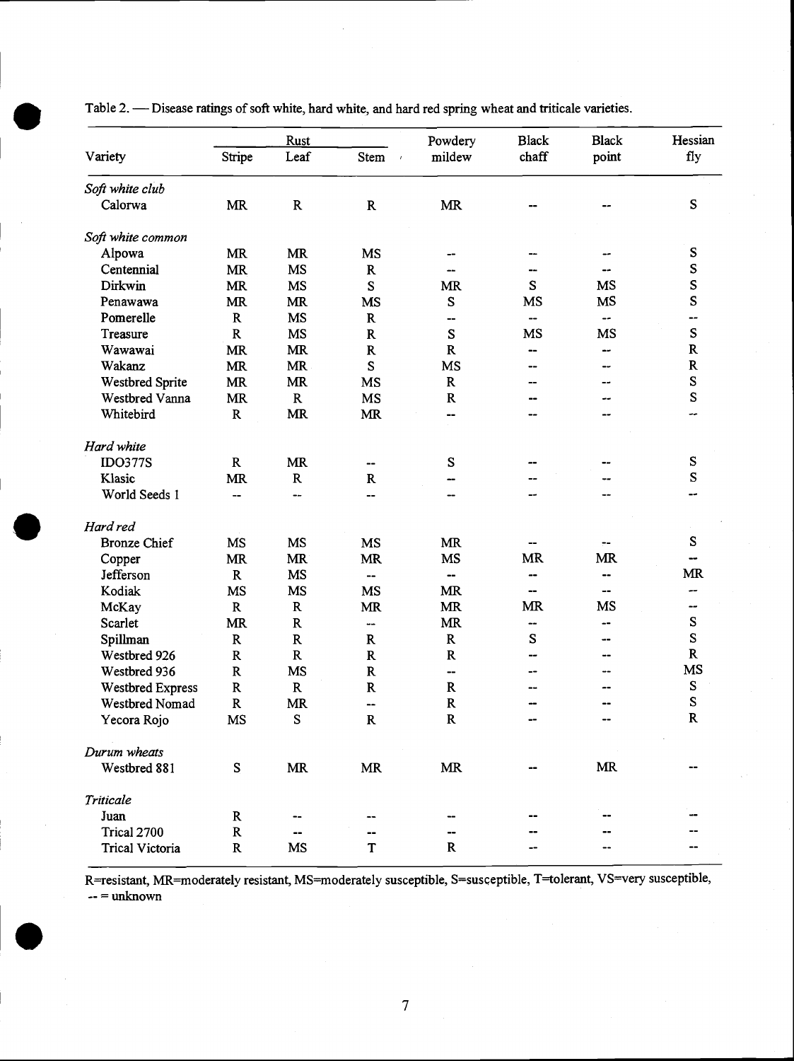Table 2. — Disease ratings of soft white, hard white, and hard red spring wheat and triticale varieties.

| Variety | Rust | | | Powdery mildew | Black chaff | Black point | Hessian fly |
|---|---|---|---|---|---|---|---|
| | Stripe | Leaf | Stem | | | | |
| *Soft white club* | | | | | | | |
| Calorwa | MR | R | R | MR | -- | -- | S |
| *Soft white common* | | | | | | | |
| Alpowa | MR | MR | MS | -- | -- | -- | S |
| Centennial | MR | MS | R | -- | -- | -- | S |
| Dirkwin | MR | MS | S | MR | S | MS | S |
| Penawawa | MR | MR | MS | S | MS | MS | S |
| Pomerelle | R | MS | R | -- | -- | -- | -- |
| Treasure | R | MS | R | S | MS | MS | S |
| Wawawai | MR | MR | R | R | -- | -- | R |
| Wakanz | MR | MR | S | MS | -- | -- | R |
| Westbred Sprite | MR | MR | MS | R | -- | -- | S |
| Westbred Vanna | MR | R | MS | R | -- | -- | S |
| Whitebird | R | MR | MR | -- | -- | -- | -- |
| *Hard white* | | | | | | | |
| IDO377S | R | MR | -- | S | -- | -- | S |
| Klasic | MR | R | R | -- | -- | -- | S |
| World Seeds 1 | -- | -- | -- | -- | -- | -- | -- |
| *Hard red* | | | | | | | |
| Bronze Chief | MS | MS | MS | MR | -- | -- | S |
| Copper | MR | MR | MR | MS | MR | MR | -- |
| Jefferson | R | MS | -- | -- | -- | -- | MR |
| Kodiak | MS | MS | MS | MR | -- | -- | -- |
| McKay | R | R | MR | MR | MR | MS | -- |
| Scarlet | MR | R | -- | MR | -- | -- | S |
| Spillman | R | R | R | R | S | -- | S |
| Westbred 926 | R | R | R | R | -- | -- | R |
| Westbred 936 | R | MS | R | -- | -- | -- | MS |
| Westbred Express | R | R | R | R | -- | -- | S |
| Westbred Nomad | R | MR | -- | R | -- | -- | S |
| Yecora Rojo | MS | S | R | R | -- | -- | R |
| *Durum wheats* | | | | | | | |
| Westbred 881 | S | MR | MR | MR | -- | MR | -- |
| *Triticale* | | | | | | | |
| Juan | R | -- | -- | -- | -- | -- | -- |
| Trical 2700 | R | -- | -- | -- | -- | -- | -- |
| Trical Victoria | R | MS | T | R | -- | -- | -- |

R=resistant, MR=moderately resistant, MS=moderately susceptible, S=susceptible, T=tolerant, VS=very susceptible, -- = unknown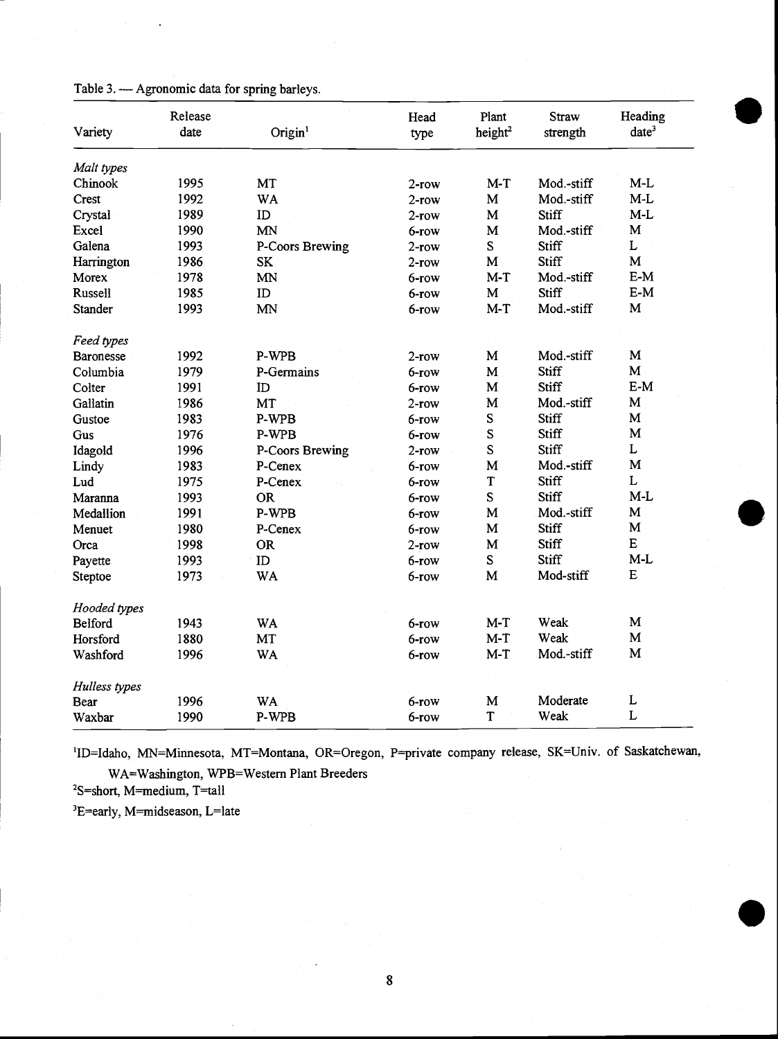Table 3. — Agronomic data for spring barleys.

| Variety | Release date | Origin[1] | Head type | Plant height[2] | Straw strength | Heading date[3] |
|---|---|---|---|---|---|---|
| *Malt types* | | | | | | |
| Chinook | 1995 | MT | 2-row | M-T | Mod.-stiff | M-L |
| Crest | 1992 | WA | 2-row | M | Mod.-stiff | M-L |
| Crystal | 1989 | ID | 2-row | M | Stiff | M-L |
| Excel | 1990 | MN | 6-row | M | Mod.-stiff | M |
| Galena | 1993 | P-Coors Brewing | 2-row | S | Stiff | L |
| Harrington | 1986 | SK | 2-row | M | Stiff | M |
| Morex | 1978 | MN | 6-row | M-T | Mod.-stiff | E-M |
| Russell | 1985 | ID | 6-row | M | Stiff | E-M |
| Stander | 1993 | MN | 6-row | M-T | Mod.-stiff | M |
| *Feed types* | | | | | | |
| Baronesse | 1992 | P-WPB | 2-row | M | Mod.-stiff | M |
| Columbia | 1979 | P-Germains | 6-row | M | Stiff | M |
| Colter | 1991 | ID | 6-row | M | Stiff | E-M |
| Gallatin | 1986 | MT | 2-row | M | Mod.-stiff | M |
| Gustoe | 1983 | P-WPB | 6-row | S | Stiff | M |
| Gus | 1976 | P-WPB | 6-row | S | Stiff | M |
| Idagold | 1996 | P-Coors Brewing | 2-row | S | Stiff | L |
| Lindy | 1983 | P-Cenex | 6-row | M | Mod.-stiff | M |
| Lud | 1975 | P-Cenex | 6-row | T | Stiff | L |
| Maranna | 1993 | OR | 6-row | S | Stiff | M-L |
| Medallion | 1991 | P-WPB | 6-row | M | Mod.-stiff | M |
| Menuet | 1980 | P-Cenex | 6-row | M | Stiff | M |
| Orca | 1998 | OR | 2-row | M | Stiff | E |
| Payette | 1993 | ID | 6-row | S | Stiff | M-L |
| Steptoe | 1973 | WA | 6-row | M | Mod-stiff | E |
| *Hooded types* | | | | | | |
| Belford | 1943 | WA | 6-row | M-T | Weak | M |
| Horsford | 1880 | MT | 6-row | M-T | Weak | M |
| Washford | 1996 | WA | 6-row | M-T | Mod.-stiff | M |
| *Hulless types* | | | | | | |
| Bear | 1996 | WA | 6-row | M | Moderate | L |
| Waxbar | 1990 | P-WPB | 6-row | T | Weak | L |

[1]ID=Idaho, MN=Minnesota, MT=Montana, OR=Oregon, P=private company release, SK=Univ. of Saskatchewan, WA=Washington, WPB=Western Plant Breeders

[2]S=short, M=medium, T=tall

[3]E=early, M=midseason, L=late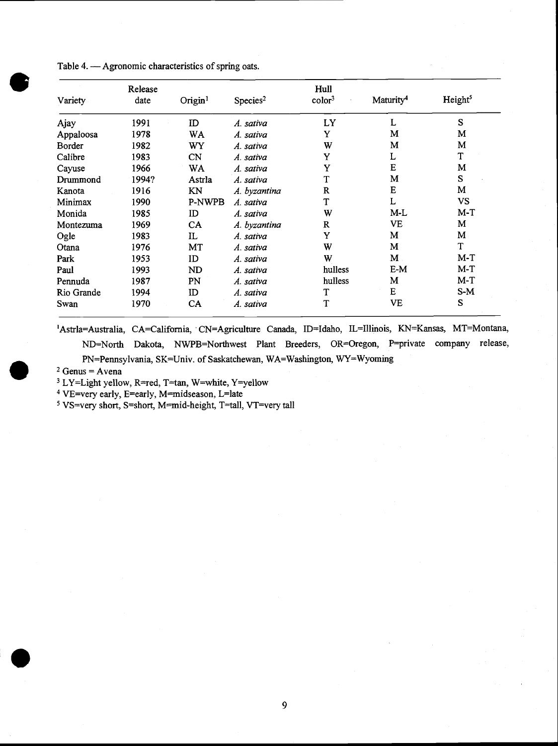Table 4. — Agronomic characteristics of spring oats.

| Variety | Release date | Origin[1] | Species[2] | Hull color[3] | Maturity[4] | Height[5] |
|---|---|---|---|---|---|---|
| Ajay | 1991 | ID | *A. sativa* | LY | L | S |
| Appaloosa | 1978 | WA | *A. sativa* | Y | M | M |
| Border | 1982 | WY | *A. sativa* | W | M | M |
| Calibre | 1983 | CN | *A. sativa* | Y | L | T |
| Cayuse | 1966 | WA | *A. sativa* | Y | E | M |
| Drummond | 1994? | Astrla | *A. sativa* | T | M | S |
| Kanota | 1916 | KN | *A. byzantina* | R | E | M |
| Minimax | 1990 | P-NWPB | *A. sativa* | T | L | VS |
| Monida | 1985 | ID | *A. sativa* | W | M-L | M-T |
| Montezuma | 1969 | CA | *A. byzantina* | R | VE | M |
| Ogle | 1983 | IL | *A. sativa* | Y | M | M |
| Otana | 1976 | MT | *A. sativa* | W | M | T |
| Park | 1953 | ID | *A. sativa* | W | M | M-T |
| Paul | 1993 | ND | *A. sativa* | hulless | E-M | M-T |
| Pennuda | 1987 | PN | *A. sativa* | hulless | M | M-T |
| Rio Grande | 1994 | ID | *A. sativa* | T | E | S-M |
| Swan | 1970 | CA | *A. sativa* | T | VE | S |

[1]Astrla=Australia, CA=California, CN=Agriculture Canada, ID=Idaho, IL=Illinois, KN=Kansas, MT=Montana, ND=North Dakota, NWPB=Northwest Plant Breeders, OR=Oregon, P=private company release, PN=Pennsylvania, SK=Univ. of Saskatchewan, WA=Washington, WY=Wyoming

[2] Genus = Avena

[3] LY=Light yellow, R=red, T=tan, W=white, Y=yellow

[4] VE=very early, E=early, M=midseason, L=late

[5] VS=very short, S=short, M=mid-height, T=tall, VT=very tall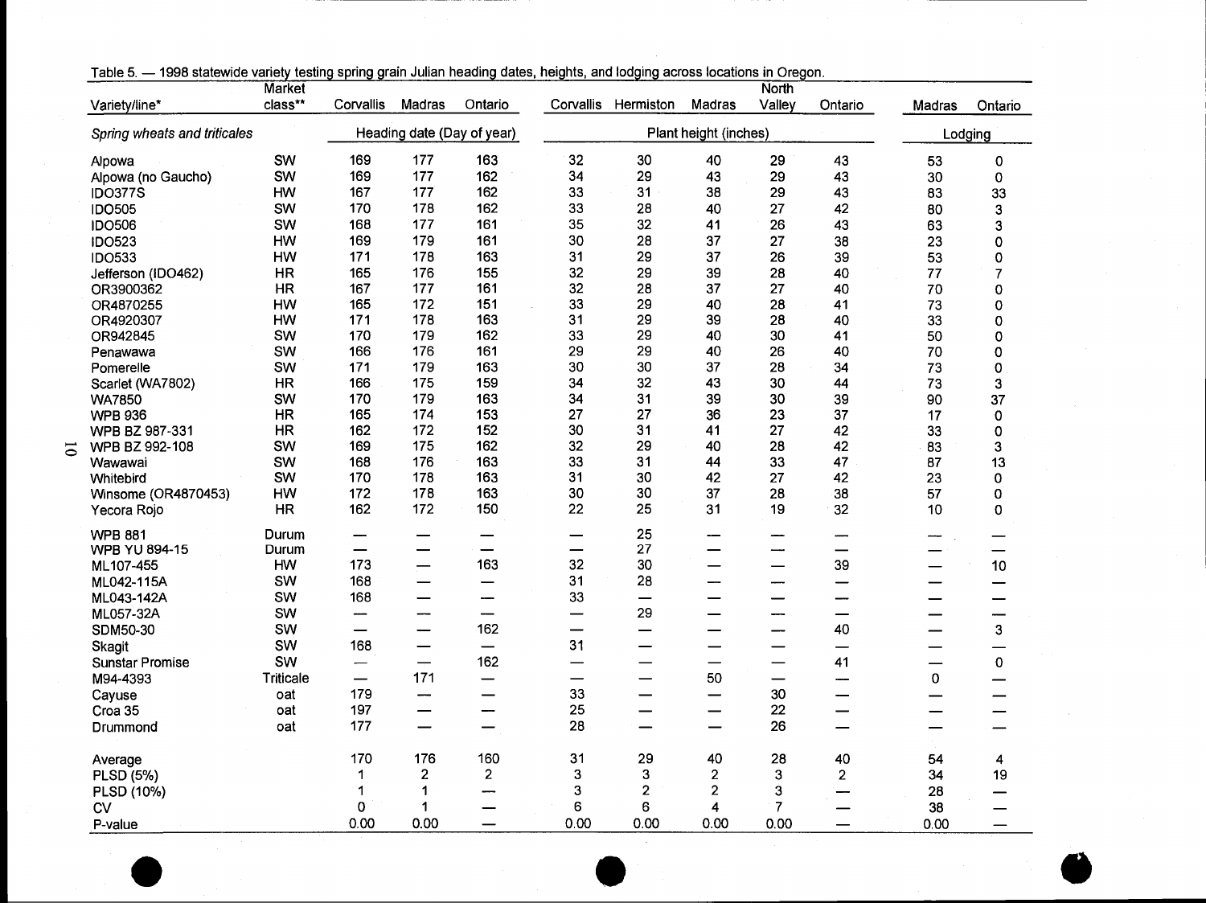Table 5. — 1998 statewide variety testing spring grain Julian heading dates, heights, and lodging across locations in Oregon.

| Variety/line* | Market class** | Corvallis | Madras | Ontario | Corvallis | Hermiston | Madras | North Valley | Ontario | Madras | Ontario |
|---|---|---|---|---|---|---|---|---|---|---|---|
| *Spring wheats and triticales* | | Heading date (Day of year) | | | Plant height (inches) | | | | | Lodging | |
| Alpowa | SW | 169 | 177 | 163 | 32 | 30 | 40 | 29 | 43 | 53 | 0 |
| Alpowa (no Gaucho) | SW | 169 | 177 | 162 | 34 | 29 | 43 | 29 | 43 | 30 | 0 |
| IDO377S | HW | 167 | 177 | 162 | 33 | 31 | 38 | 29 | 43 | 83 | 33 |
| IDO505 | SW | 170 | 178 | 162 | 33 | 28 | 40 | 27 | 42 | 80 | 3 |
| IDO506 | SW | 168 | 177 | 161 | 35 | 32 | 41 | 26 | 43 | 63 | 3 |
| IDO523 | HW | 169 | 179 | 161 | 30 | 28 | 37 | 27 | 38 | 23 | 0 |
| IDO533 | HW | 171 | 178 | 163 | 31 | 29 | 37 | 26 | 39 | 53 | 0 |
| Jefferson (IDO462) | HR | 165 | 176 | 155 | 32 | 29 | 39 | 28 | 40 | 77 | 7 |
| OR3900362 | HR | 167 | 177 | 161 | 32 | 28 | 37 | 27 | 40 | 70 | 0 |
| OR4870255 | HW | 165 | 172 | 151 | 33 | 29 | 40 | 28 | 41 | 73 | 0 |
| OR4920307 | HW | 171 | 178 | 163 | 31 | 29 | 39 | 28 | 40 | 33 | 0 |
| OR942845 | SW | 170 | 179 | 162 | 33 | 29 | 40 | 30 | 41 | 50 | 0 |
| Penawawa | SW | 166 | 176 | 161 | 29 | 29 | 40 | 26 | 40 | 70 | 0 |
| Pomerelle | SW | 171 | 179 | 163 | 30 | 30 | 37 | 28 | 34 | 73 | 0 |
| Scarlet (WA7802) | HR | 166 | 175 | 159 | 34 | 32 | 43 | 30 | 44 | 73 | 3 |
| WA7850 | SW | 170 | 179 | 163 | 34 | 31 | 39 | 30 | 39 | 90 | 37 |
| WPB 936 | HR | 165 | 174 | 153 | 27 | 27 | 36 | 23 | 37 | 17 | 0 |
| WPB BZ 987-331 | HR | 162 | 172 | 152 | 30 | 31 | 41 | 27 | 42 | 33 | 0 |
| WPB BZ 992-108 | SW | 169 | 175 | 162 | 32 | 29 | 40 | 28 | 42 | 83 | 3 |
| Wawawai | SW | 168 | 176 | 163 | 33 | 31 | 44 | 33 | 47 | 87 | 13 |
| Whitebird | SW | 170 | 178 | 163 | 31 | 30 | 42 | 27 | 42 | 23 | 0 |
| Winsome (OR4870453) | HW | 172 | 178 | 163 | 30 | 30 | 37 | 28 | 38 | 57 | 0 |
| Yecora Rojo | HR | 162 | 172 | 150 | 22 | 25 | 31 | 19 | 32 | 10 | 0 |
| WPB 881 | Durum | — | — | — | — | 25 | — | — | — | — | — |
| WPB YU 894-15 | Durum | — | — | — | — | 27 | — | — | — | — | — |
| ML107-455 | HW | 173 | — | 163 | 32 | 30 | — | — | 39 | — | 10 |
| ML042-115A | SW | 168 | — | — | 31 | 28 | — | — | — | — | — |
| ML043-142A | SW | 168 | — | — | 33 | — | — | — | — | — | — |
| ML057-32A | SW | — | — | — | — | 29 | — | — | — | — | — |
| SDM50-30 | SW | — | — | 162 | — | — | — | — | 40 | — | 3 |
| Skagit | SW | 168 | — | — | 31 | — | — | — | — | — | — |
| Sunstar Promise | SW | — | — | 162 | — | — | — | — | 41 | — | 0 |
| M94-4393 | Triticale | — | 171 | — | — | — | 50 | — | — | 0 | — |
| Cayuse | oat | 179 | — | — | 33 | — | — | 30 | — | — | — |
| Croa 35 | oat | 197 | — | — | 25 | — | — | 22 | — | — | — |
| Drummond | oat | 177 | — | — | 28 | — | — | 26 | — | — | — |
| Average | | 170 | 176 | 160 | 31 | 29 | 40 | 28 | 40 | 54 | 4 |
| PLSD (5%) | | 1 | 2 | 2 | 3 | 3 | 2 | 3 | 2 | 34 | 19 |
| PLSD (10%) | | 1 | 1 | — | 3 | 2 | 2 | 3 | — | 28 | — |
| CV | | 0 | 1 | — | 6 | 6 | 4 | 7 | — | 38 | — |
| P-value | | 0.00 | 0.00 | — | 0.00 | 0.00 | 0.00 | 0.00 | — | 0.00 | — |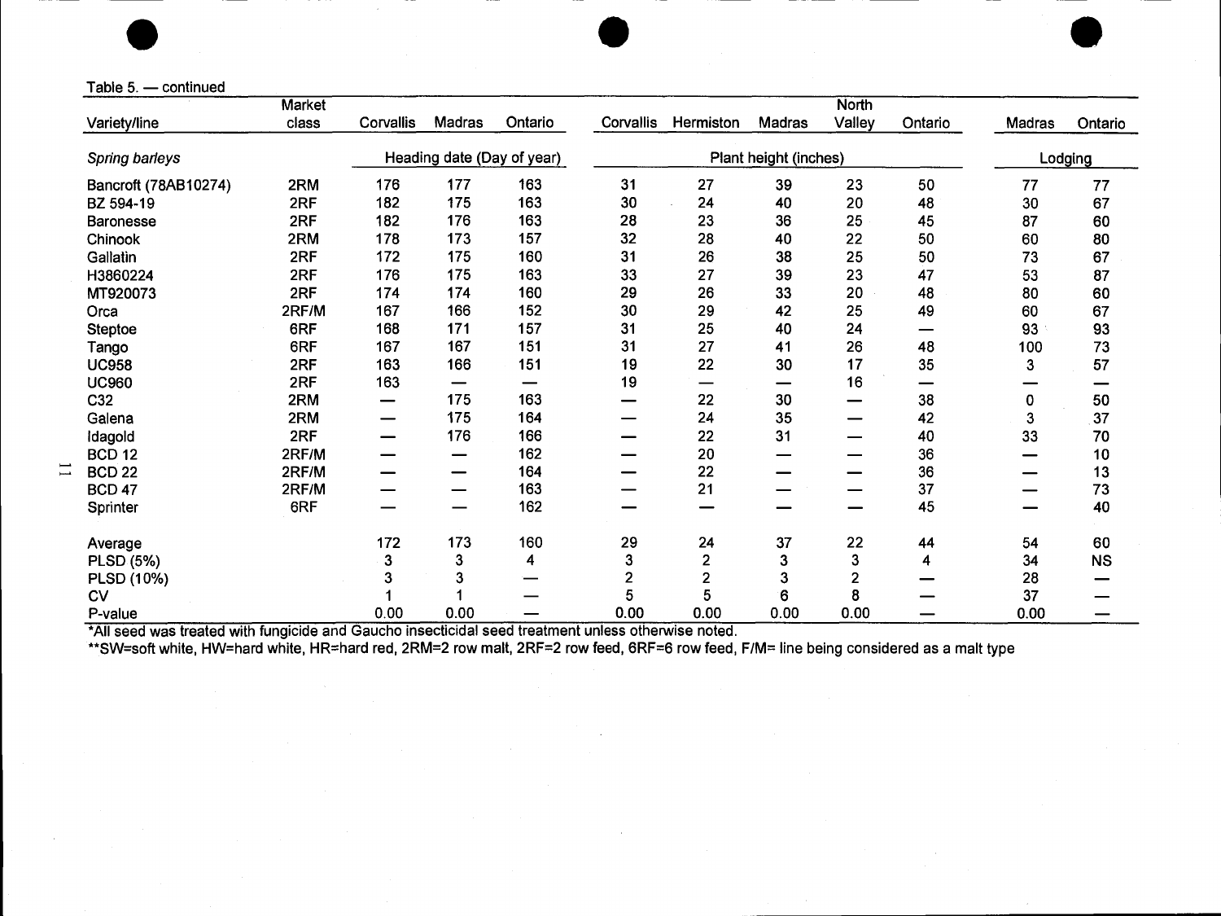Table 5. — continued

| Variety/line | Market class | Corvallis | Madras | Ontario | Corvallis | Hermiston | Madras | North Valley | Ontario | Madras | Ontario |
|---|---|---|---|---|---|---|---|---|---|---|---|
| *Spring barleys* | | Heading date (Day of year) | | | Plant height (inches) | | | | | Lodging | |
| Bancroft (78AB10274) | 2RM | 176 | 177 | 163 | 31 | 27 | 39 | 23 | 50 | 77 | 77 |
| BZ 594-19 | 2RF | 182 | 175 | 163 | 30 | 24 | 40 | 20 | 48 | 30 | 67 |
| Baronesse | 2RF | 182 | 176 | 163 | 28 | 23 | 36 | 25 | 45 | 87 | 60 |
| Chinook | 2RM | 178 | 173 | 157 | 32 | 28 | 40 | 22 | 50 | 60 | 80 |
| Gallatin | 2RF | 172 | 175 | 160 | 31 | 26 | 38 | 25 | 50 | 73 | 67 |
| H3860224 | 2RF | 176 | 175 | 163 | 33 | 27 | 39 | 23 | 47 | 53 | 87 |
| MT920073 | 2RF | 174 | 174 | 160 | 29 | 26 | 33 | 20 | 48 | 80 | 60 |
| Orca | 2RF/M | 167 | 166 | 152 | 30 | 29 | 42 | 25 | 49 | 60 | 67 |
| Steptoe | 6RF | 168 | 171 | 157 | 31 | 25 | 40 | 24 | — | 93 | 93 |
| Tango | 6RF | 167 | 167 | 151 | 31 | 27 | 41 | 26 | 48 | 100 | 73 |
| UC958 | 2RF | 163 | 166 | 151 | 19 | 22 | 30 | 17 | 35 | 3 | 57 |
| UC960 | 2RF | 163 | — | — | 19 | — | — | 16 | — | — | — |
| C32 | 2RM | — | 175 | 163 | — | 22 | 30 | — | 38 | 0 | 50 |
| Galena | 2RM | — | 175 | 164 | — | 24 | 35 | — | 42 | 3 | 37 |
| Idagold | 2RF | — | 176 | 166 | — | 22 | 31 | — | 40 | 33 | 70 |
| BCD 12 | 2RF/M | — | — | 162 | — | 20 | — | — | 36 | — | 10 |
| BCD 22 | 2RF/M | — | — | 164 | — | 22 | — | — | 36 | — | 13 |
| BCD 47 | 2RF/M | — | — | 163 | — | 21 | — | — | 37 | — | 73 |
| Sprinter | 6RF | — | — | 162 | — | — | — | — | 45 | — | 40 |
| Average | | 172 | 173 | 160 | 29 | 24 | 37 | 22 | 44 | 54 | 60 |
| PLSD (5%) | | 3 | 3 | 4 | 3 | 2 | 3 | 3 | 4 | 34 | NS |
| PLSD (10%) | | 3 | 3 | — | 2 | 2 | 3 | 2 | — | 28 | — |
| CV | | 1 | 1 | — | 5 | 5 | 6 | 8 | — | 37 | — |
| P-value | | 0.00 | 0.00 | — | 0.00 | 0.00 | 0.00 | 0.00 | — | 0.00 | — |

*All seed was treated with fungicide and Gaucho insecticidal seed treatment unless otherwise noted.

**SW=soft white, HW=hard white, HR=hard red, 2RM=2 row malt, 2RF=2 row feed, 6RF=6 row feed, F/M= line being considered as a malt type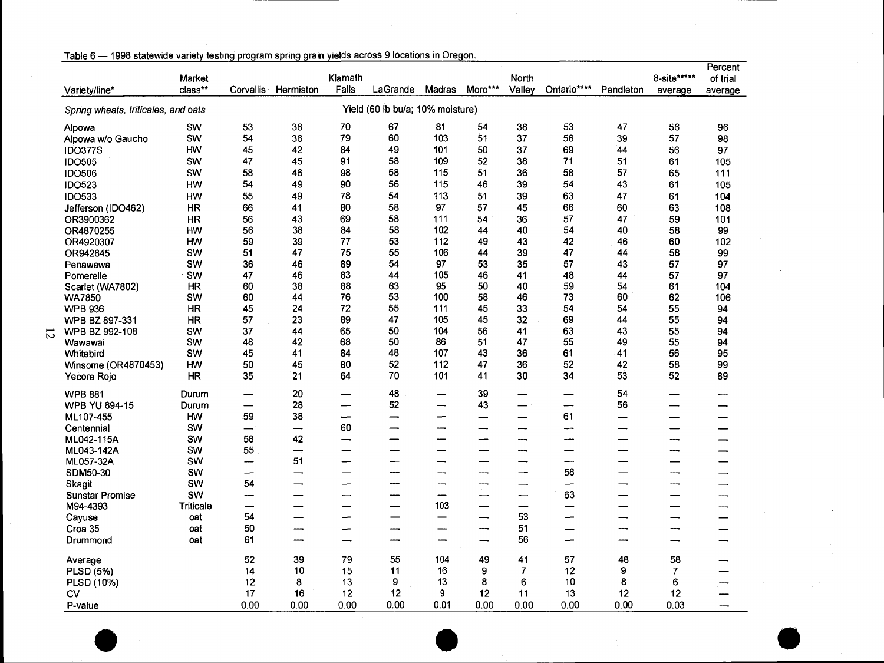Table 6 — 1998 statewide variety testing program spring grain yields across 9 locations in Oregon.

| Variety/line* | Market class** | Corvallis | Hermiston | Klamath Falls | LaGrande | Madras | Moro*** | North Valley | Ontario**** | Pendleton | 8-site***** average | Percent of trial average |
|---|---|---|---|---|---|---|---|---|---|---|---|---|
| *Spring wheats, triticales, and oats* | | | | | Yield (60 lb bu/a; 10% moisture) | | | | | | | |
| Alpowa | SW | 53 | 36 | 70 | 67 | 81 | 54 | 38 | 53 | 47 | 56 | 96 |
| Alpowa w/o Gaucho | SW | 54 | 36 | 79 | 60 | 103 | 51 | 37 | 56 | 39 | 57 | 98 |
| IDO377S | HW | 45 | 42 | 84 | 49 | 101 | 50 | 37 | 69 | 44 | 56 | 97 |
| IDO505 | SW | 47 | 45 | 91 | 58 | 109 | 52 | 38 | 71 | 51 | 61 | 105 |
| IDO506 | SW | 58 | 46 | 98 | 58 | 115 | 51 | 36 | 58 | 57 | 65 | 111 |
| IDO523 | HW | 54 | 49 | 90 | 56 | 115 | 46 | 39 | 54 | 43 | 61 | 105 |
| IDO533 | HW | 55 | 49 | 78 | 54 | 113 | 51 | 39 | 63 | 47 | 61 | 104 |
| Jefferson (IDO462) | HR | 66 | 41 | 80 | 58 | 97 | 57 | 45 | 66 | 60 | 63 | 108 |
| OR3900362 | HR | 56 | 43 | 69 | 58 | 111 | 54 | 36 | 57 | 47 | 59 | 101 |
| OR4870255 | HW | 56 | 38 | 84 | 58 | 102 | 44 | 40 | 54 | 40 | 58 | 99 |
| OR4920307 | HW | 59 | 39 | 77 | 53 | 112 | 49 | 43 | 42 | 46 | 60 | 102 |
| OR942845 | SW | 51 | 47 | 75 | 55 | 106 | 44 | 39 | 47 | 44 | 58 | 99 |
| Penawawa | SW | 36 | 46 | 89 | 54 | 97 | 53 | 35 | 57 | 43 | 57 | 97 |
| Pomerelle | SW | 47 | 46 | 83 | 44 | 105 | 46 | 41 | 48 | 44 | 57 | 97 |
| Scarlet (WA7802) | HR | 60 | 38 | 88 | 63 | 95 | 50 | 40 | 59 | 54 | 61 | 104 |
| WA7850 | SW | 60 | 44 | 76 | 53 | 100 | 58 | 46 | 73 | 60 | 62 | 106 |
| WPB 936 | HR | 45 | 24 | 72 | 55 | 111 | 45 | 33 | 54 | 54 | 55 | 94 |
| WPB BZ 897-331 | HR | 57 | 23 | 89 | 47 | 105 | 45 | 32 | 69 | 44 | 55 | 94 |
| WPB BZ 992-108 | SW | 37 | 44 | 65 | 50 | 104 | 56 | 41 | 63 | 43 | 55 | 94 |
| Wawawai | SW | 48 | 42 | 68 | 50 | 86 | 51 | 47 | 55 | 49 | 55 | 94 |
| Whitebird | SW | 45 | 41 | 84 | 48 | 107 | 43 | 36 | 61 | 41 | 56 | 95 |
| Winsome (OR4870453) | HW | 50 | 45 | 80 | 52 | 112 | 47 | 36 | 52 | 42 | 58 | 99 |
| Yecora Rojo | HR | 35 | 21 | 64 | 70 | 101 | 41 | 30 | 34 | 53 | 52 | 89 |
| WPB 881 | Durum | — | 20 | — | 48 | — | 39 | — | — | 54 | — | — |
| WPB YU 894-15 | Durum | — | 28 | — | 52 | — | 43 | — | — | 56 | — | — |
| ML107-455 | HW | 59 | 38 | — | — | — | — | — | 61 | — | — | — |
| Centennial | SW | — | — | 60 | — | — | — | — | — | — | — | — |
| ML042-115A | SW | 58 | 42 | — | — | — | — | — | — | — | — | — |
| ML043-142A | SW | 55 | — | — | — | — | — | — | — | — | — | — |
| ML057-32A | SW | — | 51 | — | — | — | — | — | — | — | — | — |
| SDM50-30 | SW | — | — | — | — | — | — | — | 58 | — | — | — |
| Skagit | SW | 54 | — | — | — | — | — | — | — | — | — | — |
| Sunstar Promise | SW | — | — | — | — | — | — | — | 63 | — | — | — |
| M94-4393 | Triticale | — | — | — | — | 103 | — | — | — | — | — | — |
| Cayuse | oat | 54 | — | — | — | — | — | 53 | — | — | — | — |
| Croa 35 | oat | 50 | — | — | — | — | — | 51 | — | — | — | — |
| Drummond | oat | 61 | — | — | — | — | — | 56 | — | — | — | — |
| Average | | 52 | 39 | 79 | 55 | 104 | 49 | 41 | 57 | 48 | 58 | — |
| PLSD (5%) | | 14 | 10 | 15 | 11 | 16 | 9 | 7 | 12 | 9 | 7 | — |
| PLSD (10%) | | 12 | 8 | 13 | 9 | 13 | 8 | 6 | 10 | 8 | 6 | — |
| CV | | 17 | 16 | 12 | 12 | 9 | 12 | 11 | 13 | 12 | 12 | — |
| P-value | | 0.00 | 0.00 | 0.00 | 0.00 | 0.01 | 0.00 | 0.00 | 0.00 | 0.00 | 0.03 | — |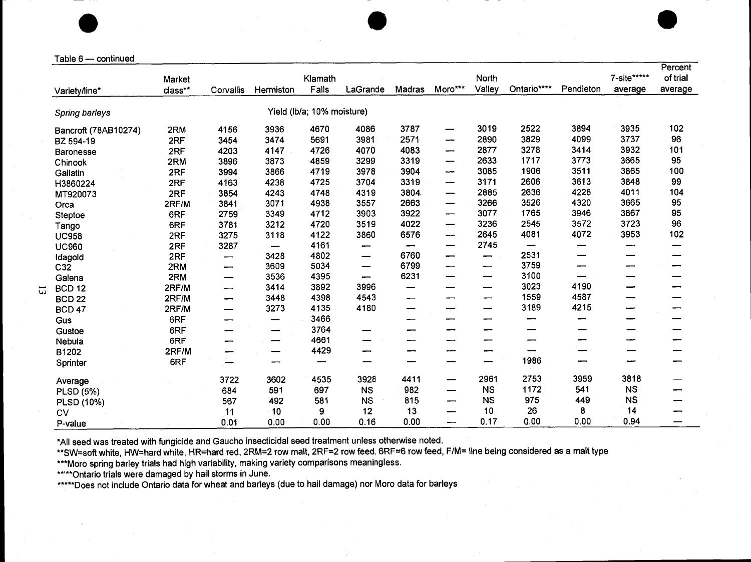Table 6 — continued

| Variety/line* | Market class** | Corvallis | Hermiston | Klamath Falls | LaGrande | Madras | Moro*** | North Valley | Ontario**** | Pendleton | 7-site***** average | Percent of trial average |
|---|---|---|---|---|---|---|---|---|---|---|---|---|
| *Spring barleys* | | | | Yield (lb/a; 10% moisture) | | | | | | | | |
| Bancroft (78AB10274) | 2RM | 4156 | 3936 | 4670 | 4086 | 3787 | — | 3019 | 2522 | 3894 | 3935 | 102 |
| BZ 594-19 | 2RF | 3454 | 3474 | 5691 | 3981 | 2571 | — | 2890 | 3829 | 4099 | 3737 | 96 |
| Baronesse | 2RF | 4203 | 4147 | 4726 | 4070 | 4083 | — | 2877 | 3278 | 3414 | 3932 | 101 |
| Chinook | 2RM | 3896 | 3873 | 4859 | 3299 | 3319 | — | 2633 | 1717 | 3773 | 3665 | 95 |
| Gallatin | 2RF | 3994 | 3866 | 4719 | 3978 | 3904 | — | 3085 | 1906 | 3511 | 3865 | 100 |
| H3860224 | 2RF | 4163 | 4238 | 4725 | 3704 | 3319 | — | 3171 | 2606 | 3613 | 3848 | 99 |
| MT920073 | 2RF | 3854 | 4243 | 4748 | 4319 | 3804 | — | 2885 | 2636 | 4228 | 4011 | 104 |
| Orca | 2RF/M | 3841 | 3071 | 4938 | 3557 | 2663 | — | 3266 | 3526 | 4320 | 3665 | 95 |
| Steptoe | 6RF | 2759 | 3349 | 4712 | 3903 | 3922 | — | 3077 | 1765 | 3946 | 3667 | 95 |
| Tango | 6RF | 3781 | 3212 | 4720 | 3519 | 4022 | — | 3236 | 2545 | 3572 | 3723 | 96 |
| UC958 | 2RF | 3275 | 3118 | 4122 | 3860 | 6576 | — | 2645 | 4081 | 4072 | 3953 | 102 |
| UC960 | 2RF | 3287 | — | 4161 | — | — | — | 2745 | — | — | — | — |
| Idagold | 2RF | — | 3428 | 4802 | — | 6760 | — | — | 2531 | — | — | — |
| C32 | 2RM | — | 3609 | 5034 | — | 6799 | — | — | 3759 | — | — | — |
| Galena | 2RM | — | 3536 | 4395 | — | 6231 | — | — | 3100 | — | — | — |
| BCD 12 | 2RF/M | — | 3414 | 3892 | 3996 | — | — | — | 3023 | 4190 | — | — |
| BCD 22 | 2RF/M | — | 3448 | 4398 | 4543 | — | — | — | 1559 | 4587 | — | — |
| BCD 47 | 2RF/M | — | 3273 | 4135 | 4180 | — | — | — | 3189 | 4215 | — | — |
| Gus | 6RF | — | — | 3466 | | — | — | — | — | — | — | — |
| Gustoe | 6RF | — | — | 3764 | — | — | — | — | — | — | — | — |
| Nebula | 6RF | — | — | 4661 | — | — | — | — | — | — | — | — |
| B1202 | 2RF/M | — | — | 4429 | — | — | — | — | — | — | — | — |
| Sprinter | 6RF | — | — | — | — | — | — | — | 1986 | — | — | — |
| Average | | 3722 | 3602 | 4535 | 3928 | 4411 | — | 2961 | 2753 | 3959 | 3818 | — |
| PLSD (5%) | | 684 | 591 | 697 | NS | 982 | — | NS | 1172 | 541 | NS | — |
| PLSD (10%) | | 567 | 492 | 581 | NS | 815 | — | NS | 975 | 449 | NS | — |
| CV | | 11 | 10 | 9 | 12 | 13 | — | 10 | 26 | 8 | 14 | — |
| P-value | | 0.01 | 0.00 | 0.00 | 0.16 | 0.00 | — | 0.17 | 0.00 | 0.00 | 0.94 | — |

*All seed was treated with fungicide and Gaucho insecticidal seed treatment unless otherwise noted.

**SW=soft white, HW=hard white, HR=hard red, 2RM=2 row malt, 2RF=2 row feed, 6RF=6 row feed, F/M= line being considered as a malt type

***Moro spring barley trials had high variability, making variety comparisons meaningless.

****Ontario trials were damaged by hail storms in June.

*****Does not include Ontario data for wheat and barleys (due to hail damage) nor Moro data for barleys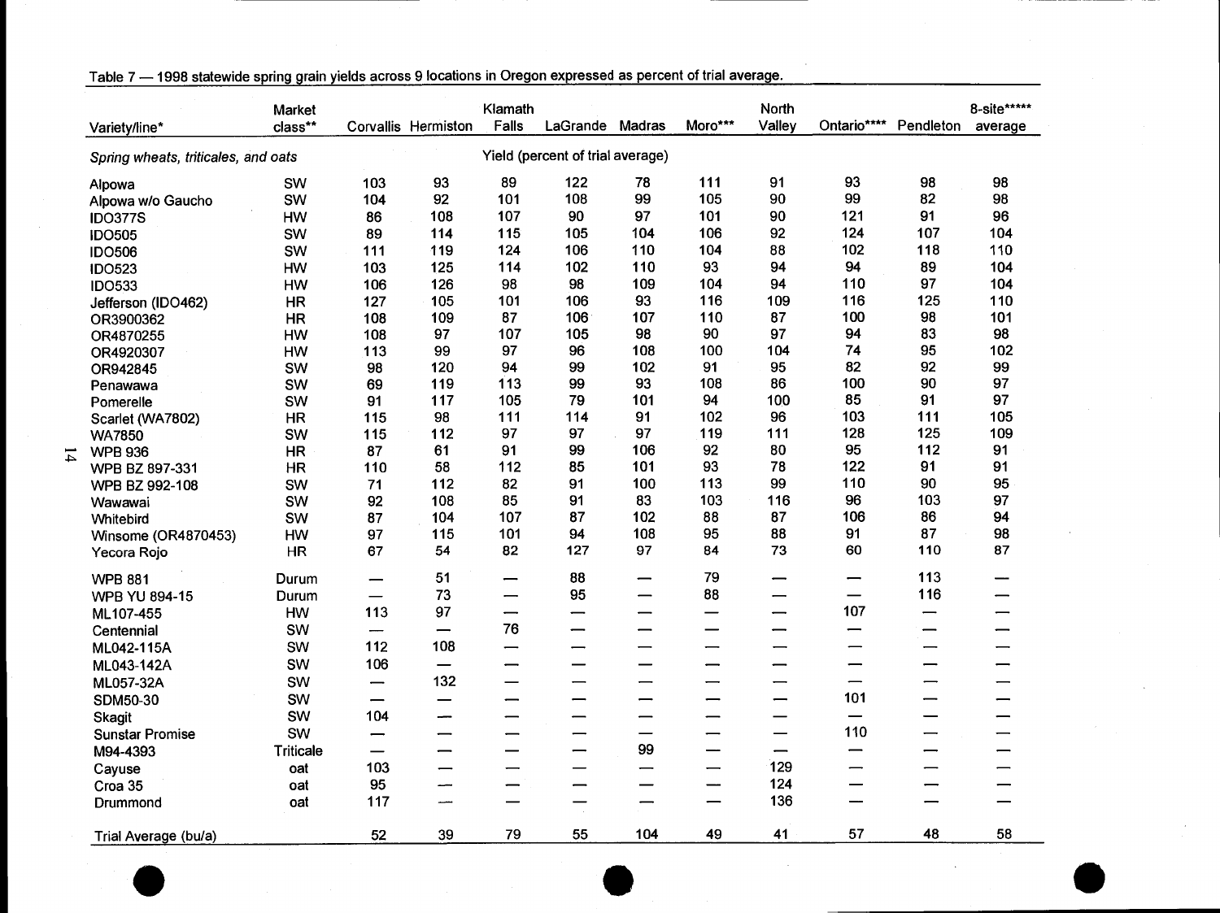Table 7 — 1998 statewide spring grain yields across 9 locations in Oregon expressed as percent of trial average.

| Variety/line* | Market class** | Corvallis | Hermiston | Klamath Falls | LaGrande | Madras | Moro*** | North Valley | Ontario**** | Pendleton | 8-site***** average |
|---|---|---|---|---|---|---|---|---|---|---|---|
| *Spring wheats, triticales, and oats* | | | | Yield (percent of trial average) | | | | | | | |
| Alpowa | SW | 103 | 93 | 89 | 122 | 78 | 111 | 91 | 93 | 98 | 98 |
| Alpowa w/o Gaucho | SW | 104 | 92 | 101 | 108 | 99 | 105 | 90 | 99 | 82 | 98 |
| IDO377S | HW | 86 | 108 | 107 | 90 | 97 | 101 | 90 | 121 | 91 | 96 |
| IDO505 | SW | 89 | 114 | 115 | 105 | 104 | 106 | 92 | 124 | 107 | 104 |
| IDO506 | SW | 111 | 119 | 124 | 106 | 110 | 104 | 88 | 102 | 118 | 110 |
| IDO523 | HW | 103 | 125 | 114 | 102 | 110 | 93 | 94 | 94 | 89 | 104 |
| IDO533 | HW | 106 | 126 | 98 | 98 | 109 | 104 | 94 | 110 | 97 | 104 |
| Jefferson (IDO462) | HR | 127 | 105 | 101 | 106 | 93 | 116 | 109 | 116 | 125 | 110 |
| OR3900362 | HR | 108 | 109 | 87 | 106 | 107 | 110 | 87 | 100 | 98 | 101 |
| OR4870255 | HW | 108 | 97 | 107 | 105 | 98 | 90 | 97 | 94 | 83 | 98 |
| OR4920307 | HW | 113 | 99 | 97 | 96 | 108 | 100 | 104 | 74 | 95 | 102 |
| OR942845 | SW | 98 | 120 | 94 | 99 | 102 | 91 | 95 | 82 | 92 | 99 |
| Penawawa | SW | 69 | 119 | 113 | 99 | 93 | 108 | 86 | 100 | 90 | 97 |
| Pomerelle | SW | 91 | 117 | 105 | 79 | 101 | 94 | 100 | 85 | 91 | 97 |
| Scarlet (WA7802) | HR | 115 | 98 | 111 | 114 | 91 | 102 | 96 | 103 | 111 | 105 |
| WA7850 | SW | 115 | 112 | 97 | 97 | 97 | 119 | 111 | 128 | 125 | 109 |
| WPB 936 | HR | 87 | 61 | 91 | 99 | 106 | 92 | 80 | 95 | 112 | 91 |
| WPB BZ 897-331 | HR | 110 | 58 | 112 | 85 | 101 | 93 | 78 | 122 | 91 | 91 |
| WPB BZ 992-108 | SW | 71 | 112 | 82 | 91 | 100 | 113 | 99 | 110 | 90 | 95 |
| Wawawai | SW | 92 | 108 | 85 | 91 | 83 | 103 | 116 | 96 | 103 | 97 |
| Whitebird | SW | 87 | 104 | 107 | 87 | 102 | 88 | 87 | 106 | 86 | 94 |
| Winsome (OR4870453) | HW | 97 | 115 | 101 | 94 | 108 | 95 | 88 | 91 | 87 | 98 |
| Yecora Rojo | HR | 67 | 54 | 82 | 127 | 97 | 84 | 73 | 60 | 110 | 87 |
| WPB 881 | Durum | — | 51 | — | 88 | — | 79 | — | — | 113 | — |
| WPB YU 894-15 | Durum | — | 73 | — | 95 | — | 88 | — | — | 116 | — |
| ML107-455 | HW | 113 | 97 | — | — | — | — | — | 107 | — | — |
| Centennial | SW | — | — | 76 | — | — | — | — | — | — | — |
| ML042-115A | SW | 112 | 108 | — | — | — | — | — | — | — | — |
| ML043-142A | SW | 106 | — | — | — | — | — | — | — | — | — |
| ML057-32A | SW | — | 132 | — | — | — | — | — | — | — | — |
| SDM50-30 | SW | — | — | — | — | — | — | — | 101 | — | — |
| Skagit | SW | 104 | — | — | — | — | — | — | — | — | — |
| Sunstar Promise | SW | — | — | — | — | — | — | — | 110 | — | — |
| M94-4393 | Triticale | — | — | — | — | 99 | — | — | — | — | — |
| Cayuse | oat | 103 | — | — | — | — | — | 129 | — | — | — |
| Croa 35 | oat | 95 | — | — | — | — | — | 124 | — | — | — |
| Drummond | oat | 117 | — | — | — | — | — | 136 | — | — | — |
| Trial Average (bu/a) | | 52 | 39 | 79 | 55 | 104 | 49 | 41 | 57 | 48 | 58 |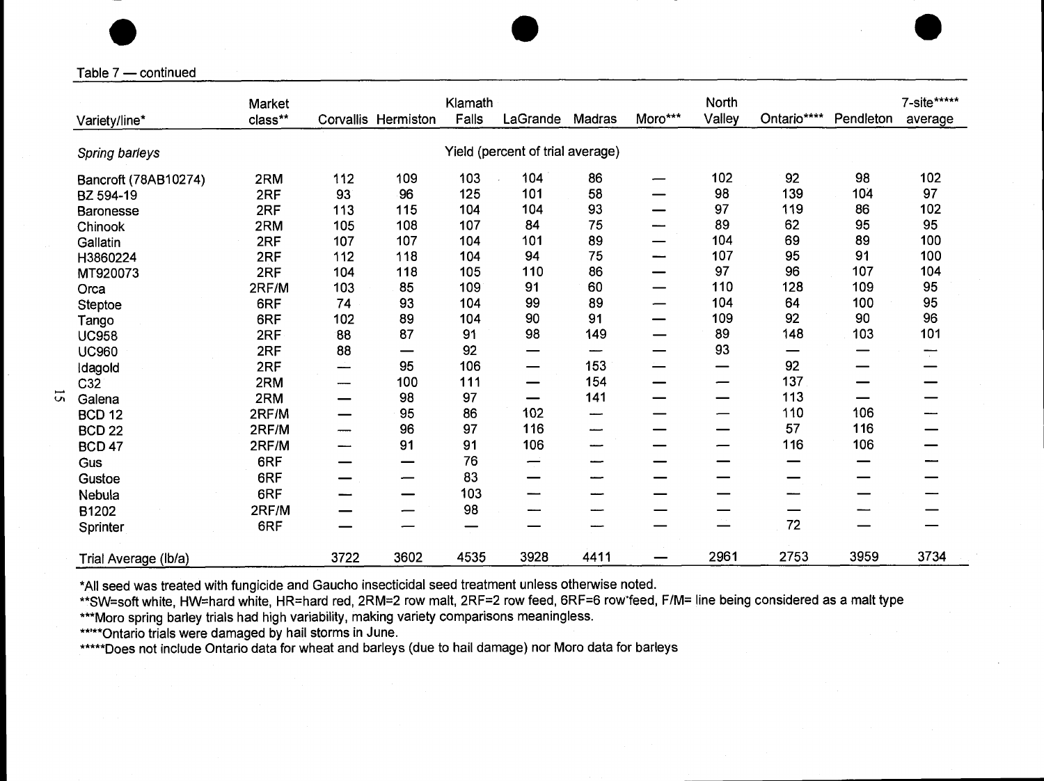Table 7 — continued

| Variety/line* | Market class** | Corvallis | Hermiston | Klamath Falls | LaGrande | Madras | Moro*** | North Valley | Ontario**** | Pendleton | 7-site***** average |
|---|---|---|---|---|---|---|---|---|---|---|---|
| *Spring barleys* | | | | Yield (percent of trial average) | | | | | | | |
| Bancroft (78AB10274) | 2RM | 112 | 109 | 103 | 104 | 86 | — | 102 | 92 | 98 | 102 |
| BZ 594-19 | 2RF | 93 | 96 | 125 | 101 | 58 | — | 98 | 139 | 104 | 97 |
| Baronesse | 2RF | 113 | 115 | 104 | 104 | 93 | — | 97 | 119 | 86 | 102 |
| Chinook | 2RM | 105 | 108 | 107 | 84 | 75 | — | 89 | 62 | 95 | 95 |
| Gallatin | 2RF | 107 | 107 | 104 | 101 | 89 | — | 104 | 69 | 89 | 100 |
| H3860224 | 2RF | 112 | 118 | 104 | 94 | 75 | — | 107 | 95 | 91 | 100 |
| MT920073 | 2RF | 104 | 118 | 105 | 110 | 86 | — | 97 | 96 | 107 | 104 |
| Orca | 2RF/M | 103 | 85 | 109 | 91 | 60 | — | 110 | 128 | 109 | 95 |
| Steptoe | 6RF | 74 | 93 | 104 | 99 | 89 | — | 104 | 64 | 100 | 95 |
| Tango | 6RF | 102 | 89 | 104 | 90 | 91 | — | 109 | 92 | 90 | 96 |
| UC958 | 2RF | 88 | 87 | 91 | 98 | 149 | — | 89 | 148 | 103 | 101 |
| UC960 | 2RF | 88 | — | 92 | — | — | — | 93 | — | — | — |
| Idagold | 2RF | — | 95 | 106 | — | 153 | — | — | 92 | — | — |
| C32 | 2RM | — | 100 | 111 | — | 154 | — | — | 137 | — | — |
| Galena | 2RM | — | 98 | 97 | — | 141 | — | — | 113 | — | — |
| BCD 12 | 2RF/M | — | 95 | 86 | 102 | — | — | — | 110 | 106 | — |
| BCD 22 | 2RF/M | — | 96 | 97 | 116 | — | — | — | 57 | 116 | — |
| BCD 47 | 2RF/M | — | 91 | 91 | 106 | — | — | — | 116 | 106 | — |
| Gus | 6RF | — | — | 76 | — | — | — | — | — | — | — |
| Gustoe | 6RF | — | — | 83 | — | — | — | — | — | — | — |
| Nebula | 6RF | — | — | 103 | — | — | — | — | — | — | — |
| B1202 | 2RF/M | — | — | 98 | — | — | — | — | — | — | — |
| Sprinter | 6RF | — | — | — | — | — | — | — | 72 | — | — |
| Trial Average (lb/a) | | 3722 | 3602 | 4535 | 3928 | 4411 | — | 2961 | 2753 | 3959 | 3734 |

*All seed was treated with fungicide and Gaucho insecticidal seed treatment unless otherwise noted.

**SW=soft white, HW=hard white, HR=hard red, 2RM=2 row malt, 2RF=2 row feed, 6RF=6 row feed, F/M= line being considered as a malt type

***Moro spring barley trials had high variability, making variety comparisons meaningless.

****Ontario trials were damaged by hail storms in June.

*****Does not include Ontario data for wheat and barleys (due to hail damage) nor Moro data for barleys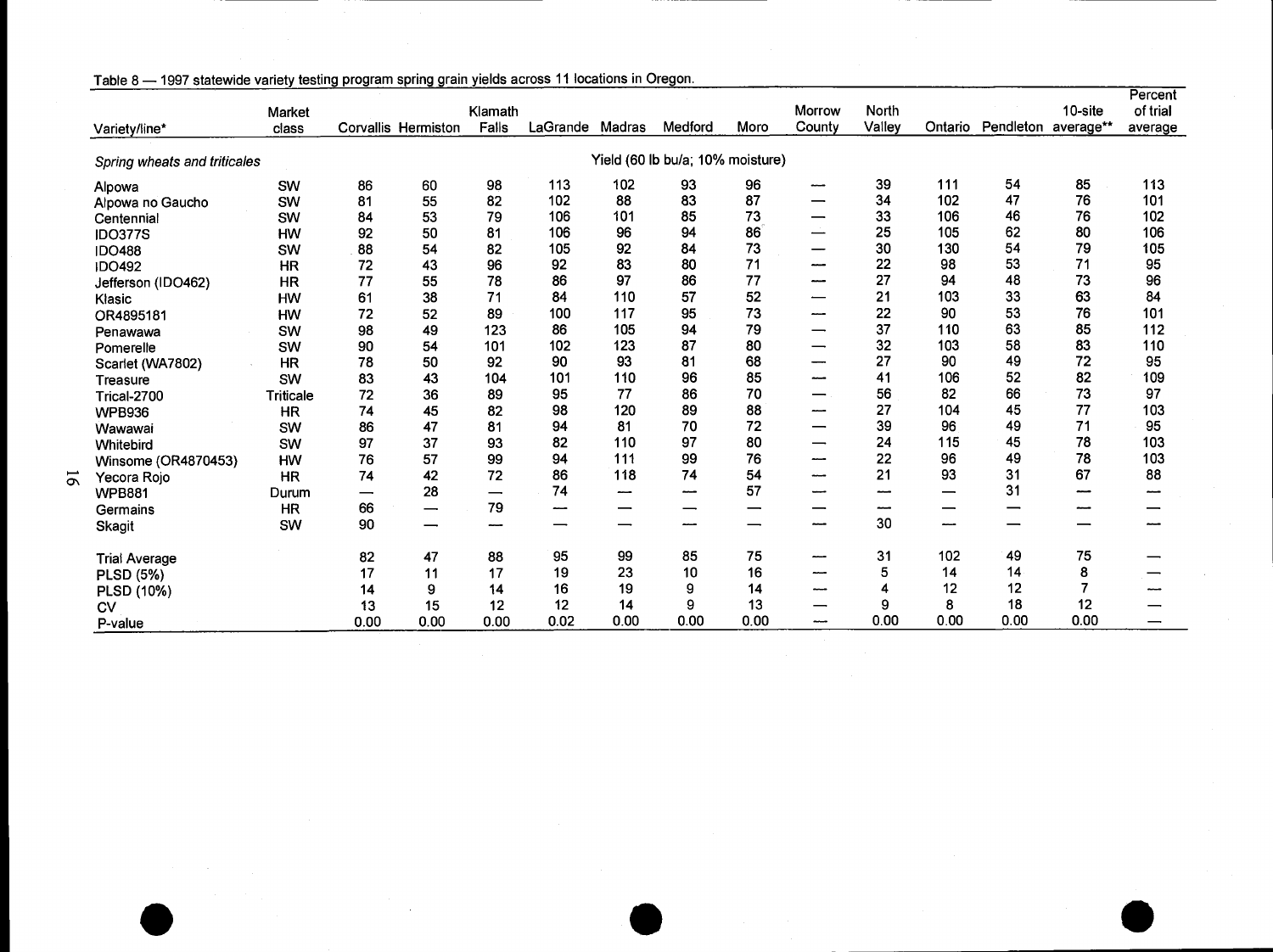Table 8 — 1997 statewide variety testing program spring grain yields across 11 locations in Oregon.

| Variety/line* | Market class | Corvallis | Hermiston | Klamath Falls | LaGrande | Madras | Medford | Moro | Morrow County | North Valley | Ontario | Pendleton | 10-site average** | Percent of trial average |
|---|---|---|---|---|---|---|---|---|---|---|---|---|---|---|
| *Spring wheats and triticales* | | | | | | Yield (60 lb bu/a; 10% moisture) | | | | | | | | |
| Alpowa | SW | 86 | 60 | 98 | 113 | 102 | 93 | 96 | — | 39 | 111 | 54 | 85 | 113 |
| Alpowa no Gaucho | SW | 81 | 55 | 82 | 102 | 88 | 83 | 87 | — | 34 | 102 | 47 | 76 | 101 |
| Centennial | SW | 84 | 53 | 79 | 106 | 101 | 85 | 73 | — | 33 | 106 | 46 | 76 | 102 |
| IDO377S | HW | 92 | 50 | 81 | 106 | 96 | 94 | 86 | — | 25 | 105 | 62 | 80 | 106 |
| IDO488 | SW | 88 | 54 | 82 | 105 | 92 | 84 | 73 | — | 30 | 130 | 54 | 79 | 105 |
| IDO492 | HR | 72 | 43 | 96 | 92 | 83 | 80 | 71 | — | 22 | 98 | 53 | 71 | 95 |
| Jefferson (IDO462) | HR | 77 | 55 | 78 | 86 | 97 | 86 | 77 | — | 27 | 94 | 48 | 73 | 96 |
| Klasic | HW | 61 | 38 | 71 | 84 | 110 | 57 | 52 | — | 21 | 103 | 33 | 63 | 84 |
| OR4895181 | HW | 72 | 52 | 89 | 100 | 117 | 95 | 73 | — | 22 | 90 | 53 | 76 | 101 |
| Penawawa | SW | 98 | 49 | 123 | 86 | 105 | 94 | 79 | — | 37 | 110 | 63 | 85 | 112 |
| Pomerelle | SW | 90 | 54 | 101 | 102 | 123 | 87 | 80 | — | 32 | 103 | 58 | 83 | 110 |
| Scarlet (WA7802) | HR | 78 | 50 | 92 | 90 | 93 | 81 | 68 | — | 27 | 90 | 49 | 72 | 95 |
| Treasure | SW | 83 | 43 | 104 | 101 | 110 | 96 | 85 | — | 41 | 106 | 52 | 82 | 109 |
| Trical-2700 | Triticale | 72 | 36 | 89 | 95 | 77 | 86 | 70 | — | 56 | 82 | 66 | 73 | 97 |
| WPB936 | HR | 74 | 45 | 82 | 98 | 120 | 89 | 88 | — | 27 | 104 | 45 | 77 | 103 |
| Wawawai | SW | 86 | 47 | 81 | 94 | 81 | 70 | 72 | — | 39 | 96 | 49 | 71 | 95 |
| Whitebird | SW | 97 | 37 | 93 | 82 | 110 | 97 | 80 | — | 24 | 115 | 45 | 78 | 103 |
| Winsome (OR4870453) | HW | 76 | 57 | 99 | 94 | 111 | 99 | 76 | — | 22 | 96 | 49 | 78 | 103 |
| Yecora Rojo | HR | 74 | 42 | 72 | 86 | 118 | 74 | 54 | — | 21 | 93 | 31 | 67 | 88 |
| WPB881 | Durum | — | 28 | — | 74 | — | — | 57 | — | — | — | 31 | — | — |
| Germains | HR | 66 | — | 79 | — | — | — | — | — | — | — | — | — | — |
| Skagit | SW | 90 | — | — | — | — | — | — | — | 30 | — | — | — | — |
| Trial Average | | 82 | 47 | 88 | 95 | 99 | 85 | 75 | — | 31 | 102 | 49 | 75 | — |
| PLSD (5%) | | 17 | 11 | 17 | 19 | 23 | 10 | 16 | — | 5 | 14 | 14 | 8 | — |
| PLSD (10%) | | 14 | 9 | 14 | 16 | 19 | 9 | 14 | — | 4 | 12 | 12 | 7 | — |
| CV | | 13 | 15 | 12 | 12 | 14 | 9 | 13 | — | 9 | 8 | 18 | 12 | — |
| P-value | | 0.00 | 0.00 | 0.00 | 0.02 | 0.00 | 0.00 | 0.00 | — | 0.00 | 0.00 | 0.00 | 0.00 | — |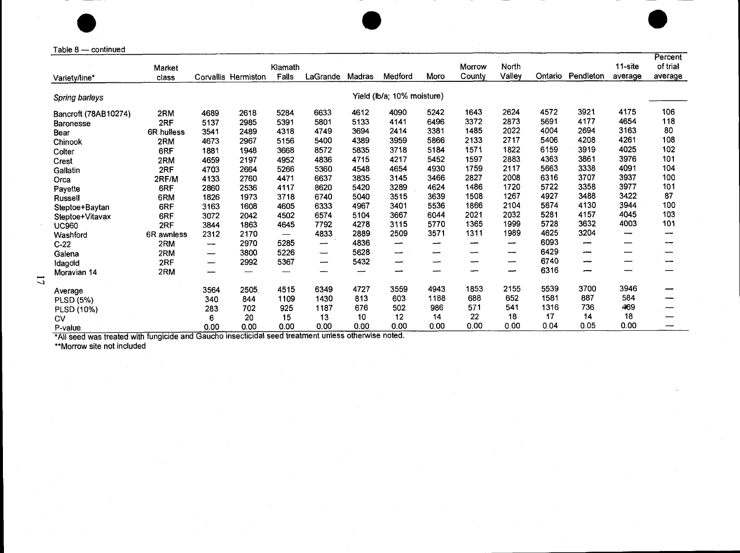Table 8 — continued

| Variety/line* | Market class | Corvallis | Hermiston | Klamath Falls | LaGrande | Madras | Medford | Moro | Morrow County | North Valley | Ontario | Pendleton | 11-site average | Percent of trial average |
|---|---|---|---|---|---|---|---|---|---|---|---|---|---|---|
| *Spring barleys* | | | | | | Yield (lb/a; 10% moisture) | | | | | | | | |
| Bancroft (78AB10274) | 2RM | 4689 | 2618 | 5284 | 6633 | 4612 | 4090 | 5242 | 1643 | 2624 | 4572 | 3921 | 4175 | 106 |
| Baronesse | 2RF | 5137 | 2985 | 5391 | 5801 | 5133 | 4141 | 6496 | 3372 | 2873 | 5691 | 4177 | 4654 | 118 |
| Bear | 6R hulless | 3541 | 2489 | 4318 | 4749 | 3694 | 2414 | 3381 | 1485 | 2022 | 4004 | 2694 | 3163 | 80 |
| Chinook | 2RM | 4673 | 2967 | 5156 | 5400 | 4389 | 3959 | 5866 | 2133 | 2717 | 5406 | 4208 | 4261 | 108 |
| Colter | 6RF | 1881 | 1948 | 3668 | 8572 | 5835 | 3718 | 5184 | 1571 | 1822 | 6159 | 3919 | 4025 | 102 |
| Crest | 2RM | 4659 | 2197 | 4952 | 4836 | 4715 | 4217 | 5452 | 1597 | 2883 | 4363 | 3861 | 3976 | 101 |
| Gallatin | 2RF | 4703 | 2664 | 5266 | 5360 | 4548 | 4654 | 4930 | 1759 | 2117 | 5663 | 3338 | 4091 | 104 |
| Orca | 2RF/M | 4133 | 2760 | 4471 | 6637 | 3835 | 3145 | 3466 | 2827 | 2008 | 6316 | 3707 | 3937 | 100 |
| Payette | 6RF | 2860 | 2536 | 4117 | 8620 | 5420 | 3289 | 4624 | 1486 | 1720 | 5722 | 3358 | 3977 | 101 |
| Russell | 6RM | 1826 | 1973 | 3718 | 6740 | 5040 | 3515 | 3639 | 1508 | 1267 | 4927 | 3488 | 3422 | 87 |
| Steptoe+Baytan | 6RF | 3163 | 1608 | 4605 | 6333 | 4967 | 3401 | 5536 | 1866 | 2104 | 5674 | 4130 | 3944 | 100 |
| Steptoe+Vitavax | 6RF | 3072 | 2042 | 4502 | 6574 | 5104 | 3667 | 6044 | 2021 | 2032 | 5281 | 4157 | 4045 | 103 |
| UC960 | 2RF | 3844 | 1863 | 4645 | 7792 | 4278 | 3115 | 5770 | 1365 | 1999 | 5728 | 3632 | 4003 | 101 |
| Washford | 6R awnless | 2312 | 2170 | — | 4833 | 2889 | 2509 | 3571 | 1311 | 1989 | 4625 | 3204 | — | — |
| C-22 | 2RM | — | 2970 | 5285 | — | 4836 | — | — | — | — | 6093 | — | — | — |
| Galena | 2RM | — | 3800 | 5226 | — | 5628 | — | — | — | — | 6429 | — | — | — |
| Idagold | 2RF | — | 2992 | 5367 | — | 5432 | — | — | — | — | 6740 | — | — | — |
| Moravian 14 | 2RM | — | — | — | — | — | — | — | — | — | 6316 | — | — | — |
| Average | | 3564 | 2505 | 4515 | 6349 | 4727 | 3559 | 4943 | 1853 | 2155 | 5539 | 3700 | 3946 | — |
| PLSD (5%) | | 340 | 844 | 1109 | 1430 | 813 | 603 | 1188 | 688 | 652 | 1581 | 887 | 584 | — |
| PLSD (10%) | | 283 | 702 | 925 | 1187 | 676 | 502 | 986 | 571 | 541 | 1316 | 736 | 489 | — |
| CV | | 6 | 20 | 15 | 13 | 10 | 12 | 14 | 22 | 18 | 17 | 14 | 18 | — |
| P-value | | 0.00 | 0.00 | 0.00 | 0.00 | 0.00 | 0.00 | 0.00 | 0.00 | 0.00 | 0.04 | 0.05 | 0.00 | — |

*All seed was treated with fungicide and Gaucho insecticidal seed treatment unless otherwise noted.

**Morrow site not included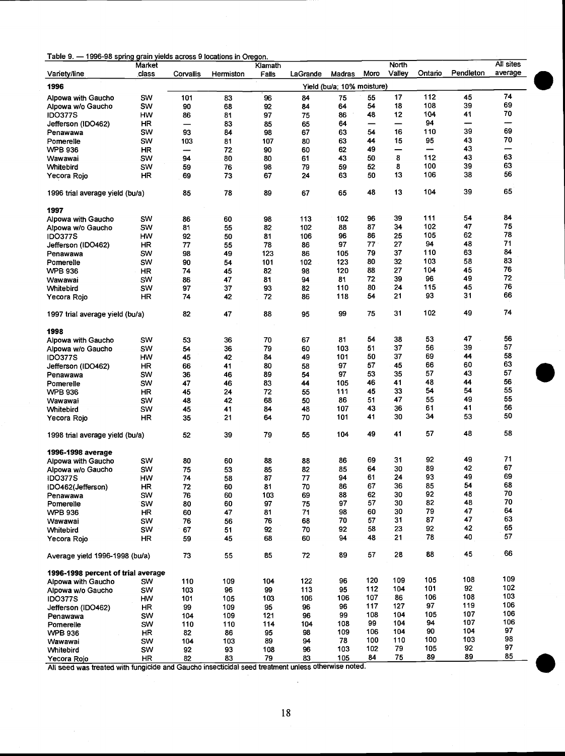Table 9. — 1996-98 spring grain yields across 9 locations in Oregon.

| Variety/line | Market class | Corvallis | Hermiston | Klamath Falls | LaGrande | Madras | Moro | North Valley | Ontario | Pendleton | All sites average |
|---|---|---|---|---|---|---|---|---|---|---|---|
| **1996** | | Yield (bu/a; 10% moisture) | | | | | | | | | |
| Alpowa with Gaucho | SW | 101 | 83 | 96 | 84 | 75 | 55 | 17 | 112 | 45 | 74 |
| Alpowa w/o Gaucho | SW | 90 | 68 | 92 | 84 | 64 | 54 | 18 | 108 | 39 | 69 |
| IDO377S | HW | 86 | 81 | 97 | 75 | 86 | 48 | 12 | 104 | 41 | 70 |
| Jefferson (IDO462) | HR | — | 83 | 85 | 65 | 64 | — | — | 94 | — | — |
| Penawawa | SW | 93 | 84 | 98 | 67 | 63 | 54 | 16 | 110 | 39 | 69 |
| Pomerelle | SW | 103 | 81 | 107 | 80 | 63 | 44 | 15 | 95 | 43 | 70 |
| WPB 936 | HR | — | 72 | 90 | 60 | 62 | 49 | — | — | 43 | — |
| Wawawai | SW | 94 | 80 | 80 | 61 | 43 | 50 | 8 | 112 | 43 | 63 |
| Whitebird | SW | 59 | 76 | 98 | 79 | 59 | 52 | 8 | 100 | 39 | 63 |
| Yecora Rojo | HR | 69 | 73 | 67 | 24 | 63 | 50 | 13 | 106 | 38 | 56 |
| 1996 trial average yield (bu/a) | | 85 | 78 | 89 | 67 | 65 | 48 | 13 | 104 | 39 | 65 |
| **1997** | | | | | | | | | | | |
| Alpowa with Gaucho | SW | 86 | 60 | 98 | 113 | 102 | 96 | 39 | 111 | 54 | 84 |
| Alpowa w/o Gaucho | SW | 81 | 55 | 82 | 102 | 88 | 87 | 34 | 102 | 47 | 75 |
| IDO377S | HW | 92 | 50 | 81 | 106 | 96 | 86 | 25 | 105 | 62 | 78 |
| Jefferson (IDO462) | HR | 77 | 55 | 78 | 86 | 97 | 77 | 27 | 94 | 48 | 71 |
| Penawawa | SW | 98 | 49 | 123 | 86 | 105 | 79 | 37 | 110 | 63 | 84 |
| Pomerelle | SW | 90 | 54 | 101 | 102 | 123 | 80 | 32 | 103 | 58 | 83 |
| WPB 936 | HR | 74 | 45 | 82 | 98 | 120 | 88 | 27 | 104 | 45 | 76 |
| Wawawai | SW | 86 | 47 | 81 | 94 | 81 | 72 | 39 | 96 | 49 | 72 |
| Whitebird | SW | 97 | 37 | 93 | 82 | 110 | 80 | 24 | 115 | 45 | 76 |
| Yecora Rojo | HR | 74 | 42 | 72 | 86 | 118 | 54 | 21 | 93 | 31 | 66 |
| 1997 trial average yield (bu/a) | | 82 | 47 | 88 | 95 | 99 | 75 | 31 | 102 | 49 | 74 |
| **1998** | | | | | | | | | | | |
| Alpowa with Gaucho | SW | 53 | 36 | 70 | 67 | 81 | 54 | 38 | 53 | 47 | 56 |
| Alpowa w/o Gaucho | SW | 54 | 36 | 79 | 60 | 103 | 51 | 37 | 56 | 39 | 57 |
| IDO377S | HW | 45 | 42 | 84 | 49 | 101 | 50 | 37 | 69 | 44 | 58 |
| Jefferson (IDO462) | HR | 66 | 41 | 80 | 58 | 97 | 57 | 45 | 66 | 60 | 63 |
| Penawawa | SW | 36 | 46 | 89 | 54 | 97 | 53 | 35 | 57 | 43 | 57 |
| Pomerelle | SW | 47 | 46 | 83 | 44 | 105 | 46 | 41 | 48 | 44 | 56 |
| WPB 936 | HR | 45 | 24 | 72 | 55 | 111 | 45 | 33 | 54 | 54 | 55 |
| Wawawai | SW | 48 | 42 | 68 | 50 | 86 | 51 | 47 | 55 | 49 | 55 |
| Whitebird | SW | 45 | 41 | 84 | 48 | 107 | 43 | 36 | 61 | 41 | 56 |
| Yecora Rojo | HR | 35 | 21 | 64 | 70 | 101 | 41 | 30 | 34 | 53 | 50 |
| 1998 trial average yield (bu/a) | | 52 | 39 | 79 | 55 | 104 | 49 | 41 | 57 | 48 | 58 |
| **1996-1998 average** | | | | | | | | | | | |
| Alpowa with Gaucho | SW | 80 | 60 | 88 | 88 | 86 | 69 | 31 | 92 | 49 | 71 |
| Alpowa w/o Gaucho | SW | 75 | 53 | 85 | 82 | 85 | 64 | 30 | 89 | 42 | 67 |
| IDO377S | HW | 74 | 58 | 87 | 77 | 94 | 61 | 24 | 93 | 49 | 69 |
| IDO462(Jefferson) | HR | 72 | 60 | 81 | 70 | 86 | 67 | 36 | 85 | 54 | 68 |
| Penawawa | SW | 76 | 60 | 103 | 69 | 88 | 62 | 30 | 92 | 48 | 70 |
| Pomerelle | SW | 80 | 60 | 97 | 75 | 97 | 57 | 30 | 82 | 48 | 70 |
| WPB 936 | HR | 60 | 47 | 81 | 71 | 98 | 60 | 30 | 79 | 47 | 64 |
| Wawawai | SW | 76 | 56 | 76 | 68 | 70 | 57 | 31 | 87 | 47 | 63 |
| Whitebird | SW | 67 | 51 | 92 | 70 | 92 | 58 | 23 | 92 | 42 | 65 |
| Yecora Rojo | HR | 59 | 45 | 68 | 60 | 94 | 48 | 21 | 78 | 40 | 57 |
| Average yield 1996-1998 (bu/a) | | 73 | 55 | 85 | 72 | 89 | 57 | 28 | 88 | 45 | 66 |
| **1996-1998 percent of trial average** | | | | | | | | | | | |
| Alpowa with Gaucho | SW | 110 | 109 | 104 | 122 | 96 | 120 | 109 | 105 | 108 | 109 |
| Alpowa w/o Gaucho | SW | 103 | 96 | 99 | 113 | 95 | 112 | 104 | 101 | 92 | 102 |
| IDO377S | HW | 101 | 105 | 103 | 106 | 106 | 107 | 86 | 106 | 108 | 103 |
| Jefferson (IDO462) | HR | 99 | 109 | 95 | 96 | 96 | 117 | 127 | 97 | 119 | 106 |
| Penawawa | SW | 104 | 109 | 121 | 96 | 99 | 108 | 104 | 105 | 107 | 106 |
| Pomerelle | SW | 110 | 110 | 114 | 104 | 108 | 99 | 104 | 94 | 107 | 106 |
| WPB 936 | HR | 82 | 86 | 95 | 98 | 109 | 106 | 104 | 90 | 104 | 97 |
| Wawawai | SW | 104 | 103 | 89 | 94 | 78 | 100 | 110 | 100 | 103 | 98 |
| Whitebird | SW | 92 | 93 | 108 | 96 | 103 | 102 | 79 | 105 | 92 | 97 |
| Yecora Rojo | HR | 82 | 83 | 79 | 83 | 105 | 84 | 75 | 89 | 89 | 85 |

All seed was treated with fungicide and Gaucho insecticidal seed treatment unless otherwise noted.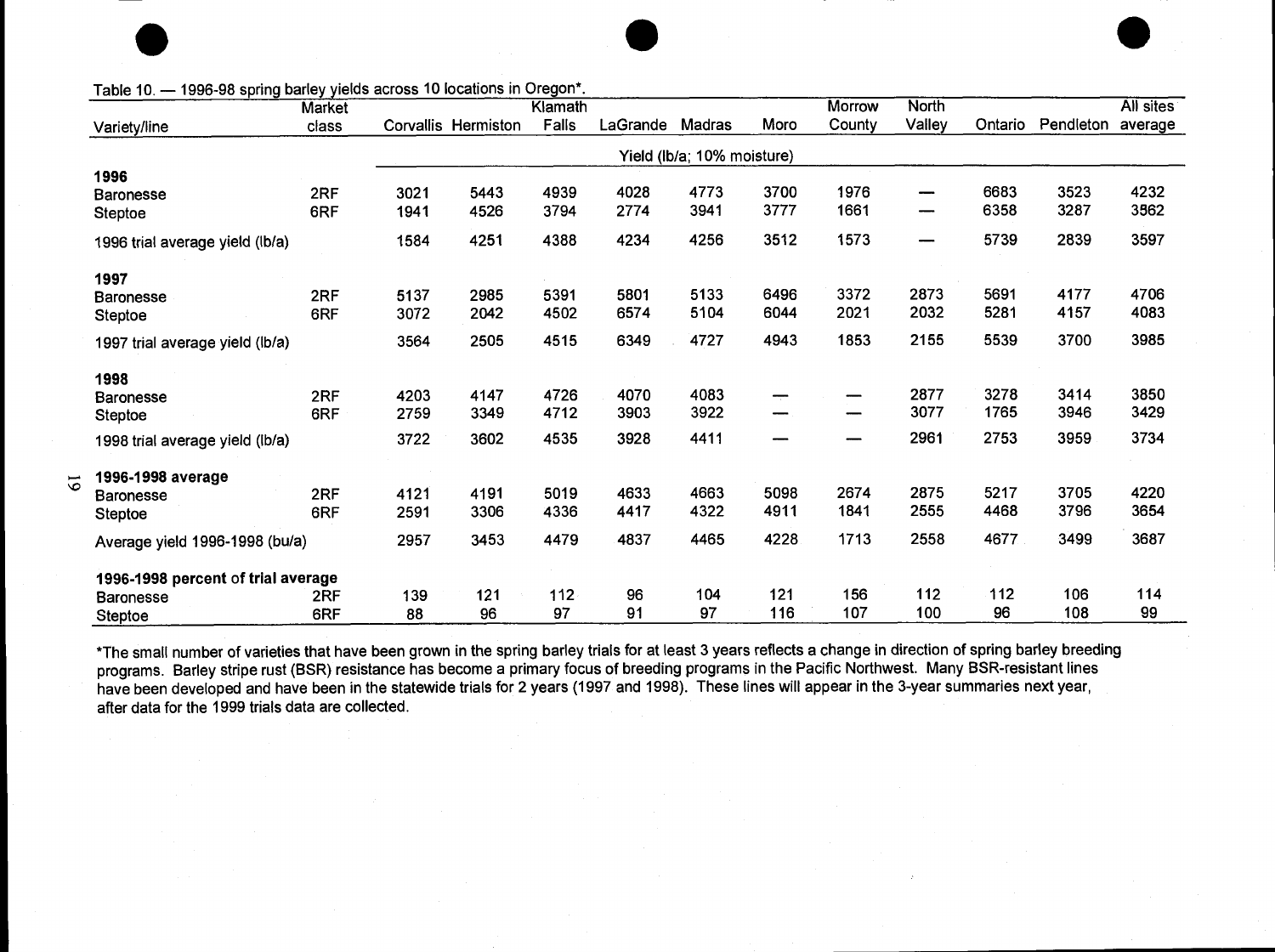Table 10. — 1996-98 spring barley yields across 10 locations in Oregon*.

| Variety/line | Market class | Corvallis | Hermiston | Klamath Falls | LaGrande | Madras | Moro | Morrow County | North Valley | Ontario | Pendleton | All sites average |
|---|---|---|---|---|---|---|---|---|---|---|---|---|
| | | Yield (lb/a; 10% moisture) | | | | | | | | | | |
| **1996** | | | | | | | | | | | | |
| Baronesse | 2RF | 3021 | 5443 | 4939 | 4028 | 4773 | 3700 | 1976 | — | 6683 | 3523 | 4232 |
| Steptoe | 6RF | 1941 | 4526 | 3794 | 2774 | 3941 | 3777 | 1661 | — | 6358 | 3287 | 3862 |
| 1996 trial average yield (lb/a) | | 1584 | 4251 | 4388 | 4234 | 4256 | 3512 | 1573 | — | 5739 | 2839 | 3597 |
| **1997** | | | | | | | | | | | | |
| Baronesse | 2RF | 5137 | 2985 | 5391 | 5801 | 5133 | 6496 | 3372 | 2873 | 5691 | 4177 | 4706 |
| Steptoe | 6RF | 3072 | 2042 | 4502 | 6574 | 5104 | 6044 | 2021 | 2032 | 5281 | 4157 | 4083 |
| 1997 trial average yield (lb/a) | | 3564 | 2505 | 4515 | 6349 | 4727 | 4943 | 1853 | 2155 | 5539 | 3700 | 3985 |
| **1998** | | | | | | | | | | | | |
| Baronesse | 2RF | 4203 | 4147 | 4726 | 4070 | 4083 | — | — | 2877 | 3278 | 3414 | 3850 |
| Steptoe | 6RF | 2759 | 3349 | 4712 | 3903 | 3922 | — | — | 3077 | 1765 | 3946 | 3429 |
| 1998 trial average yield (lb/a) | | 3722 | 3602 | 4535 | 3928 | 4411 | — | — | 2961 | 2753 | 3959 | 3734 |
| **1996-1998 average** | | | | | | | | | | | | |
| Baronesse | 2RF | 4121 | 4191 | 5019 | 4633 | 4663 | 5098 | 2674 | 2875 | 5217 | 3705 | 4220 |
| Steptoe | 6RF | 2591 | 3306 | 4336 | 4417 | 4322 | 4911 | 1841 | 2555 | 4468 | 3796 | 3654 |
| Average yield 1996-1998 (bu/a) | | 2957 | 3453 | 4479 | 4837 | 4465 | 4228 | 1713 | 2558 | 4677 | 3499 | 3687 |
| **1996-1998 percent of trial average** | | | | | | | | | | | | |
| Baronesse | 2RF | 139 | 121 | 112 | 96 | 104 | 121 | 156 | 112 | 112 | 106 | 114 |
| Steptoe | 6RF | 88 | 96 | 97 | 91 | 97 | 116 | 107 | 100 | 96 | 108 | 99 |

*The small number of varieties that have been grown in the spring barley trials for at least 3 years reflects a change in direction of spring barley breeding programs. Barley stripe rust (BSR) resistance has become a primary focus of breeding programs in the Pacific Northwest. Many BSR-resistant lines have been developed and have been in the statewide trials for 2 years (1997 and 1998). These lines will appear in the 3-year summaries next year, after data for the 1999 trials data are collected.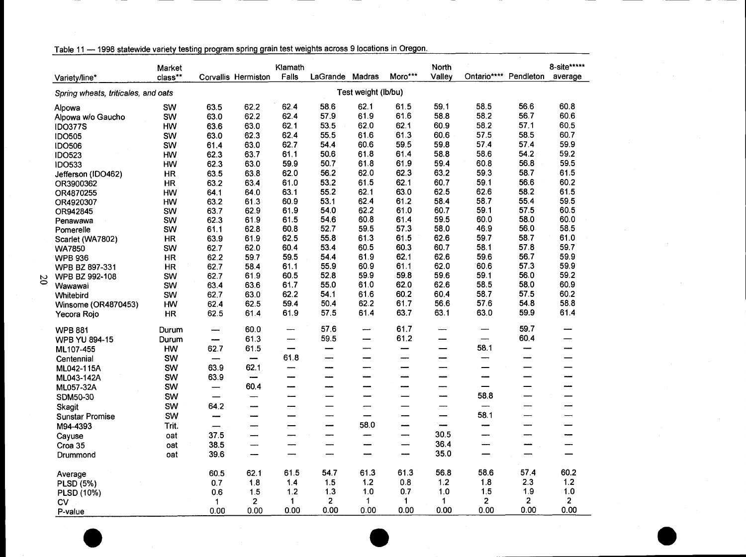Table 11 — 1998 statewide variety testing program spring grain test weights across 9 locations in Oregon.

| Variety/line* | Market class** | Corvallis | Hermiston | Klamath Falls | LaGrande | Madras | Moro*** | North Valley | Ontario**** | Pendleton | 8-site***** average |
|---|---|---|---|---|---|---|---|---|---|---|---|
| *Spring wheats, triticales, and oats* | | | | | | Test weight (lb/bu) | | | | | |
| Alpowa | SW | 63.5 | 62.2 | 62.4 | 58.6 | 62.1 | 61.5 | 59.1 | 58.5 | 56.6 | 60.8 |
| Alpowa w/o Gaucho | SW | 63.0 | 62.2 | 62.4 | 57.9 | 61.9 | 61.6 | 58.8 | 58.2 | 56.7 | 60.6 |
| IDO377S | HW | 63.6 | 63.0 | 62.1 | 53.5 | 62.0 | 62.1 | 60.9 | 58.2 | 57.1 | 60.5 |
| IDO505 | SW | 63.0 | 62.3 | 62.4 | 55.5 | 61.6 | 61.3 | 60.6 | 57.5 | 58.5 | 60.7 |
| IDO506 | SW | 61.4 | 63.0 | 62.7 | 54.4 | 60.6 | 59.5 | 59.8 | 57.4 | 57.4 | 59.9 |
| IDO523 | HW | 62.3 | 63.7 | 61.1 | 50.6 | 61.8 | 61.4 | 58.8 | 58.6 | 54.2 | 59.2 |
| IDO533 | HW | 62.3 | 63.0 | 59.9 | 50.7 | 61.8 | 61.9 | 59.4 | 60.8 | 56.8 | 59.5 |
| Jefferson (IDO462) | HR | 63.5 | 63.8 | 62.0 | 56.2 | 62.0 | 62.3 | 63.2 | 59.3 | 58.7 | 61.5 |
| OR3900362 | HR | 63.2 | 63.4 | 61.0 | 53.2 | 61.5 | 62.1 | 60.7 | 59.1 | 56.6 | 60.2 |
| OR4870255 | HW | 64.1 | 64.0 | 63.1 | 55.2 | 62.1 | 63.0 | 62.5 | 62.6 | 58.2 | 61.5 |
| OR4920307 | HW | 63.2 | 61.3 | 60.9 | 53.1 | 62.4 | 61.2 | 58.4 | 58.7 | 55.4 | 59.5 |
| OR942845 | SW | 63.7 | 62.9 | 61.9 | 54.0 | 62.2 | 61.0 | 60.7 | 59.1 | 57.5 | 60.5 |
| Penawawa | SW | 62.3 | 61.9 | 61.5 | 54.6 | 60.8 | 61.4 | 59.5 | 60.0 | 58.0 | 60.0 |
| Pomerelle | SW | 61.1 | 62.8 | 60.8 | 52.7 | 59.5 | 57.3 | 58.0 | 46.9 | 56.0 | 58.5 |
| Scarlet (WA7802) | HR | 63.9 | 61.9 | 62.5 | 55.8 | 61.3 | 61.5 | 62.6 | 59.7 | 58.7 | 61.0 |
| WA7850 | SW | 62.7 | 62.0 | 60.4 | 53.4 | 60.5 | 60.3 | 60.7 | 58.1 | 57.8 | 59.7 |
| WPB 936 | HR | 62.2 | 59.7 | 59.5 | 54.4 | 61.9 | 62.1 | 62.6 | 59.6 | 56.7 | 59.9 |
| WPB BZ 897-331 | HR | 62.7 | 58.4 | 61.1 | 55.9 | 60.9 | 61.1 | 62.0 | 60.6 | 57.3 | 59.9 |
| WPB BZ 992-108 | SW | 62.7 | 61.9 | 60.5 | 52.8 | 59.9 | 59.8 | 59.6 | 59.1 | 56.0 | 59.2 |
| Wawawai | SW | 63.4 | 63.6 | 61.7 | 55.0 | 61.0 | 62.0 | 62.6 | 58.5 | 58.0 | 60.9 |
| Whitebird | SW | 62.7 | 63.0 | 62.2 | 54.1 | 61.6 | 60.2 | 60.4 | 58.7 | 57.5 | 60.2 |
| Winsome (OR4870453) | HW | 62.4 | 62.5 | 59.4 | 50.4 | 62.2 | 61.7 | 56.6 | 57.6 | 54.8 | 58.8 |
| Yecora Rojo | HR | 62.5 | 61.4 | 61.9 | 57.5 | 61.4 | 63.7 | 63.1 | 63.0 | 59.9 | 61.4 |
| WPB 881 | Durum | — | 60.0 | — | 57.6 | — | 61.7 | — | — | 59.7 | — |
| WPB YU 894-15 | Durum | — | 61.3 | — | 59.5 | — | 61.2 | — | — | 60.4 | — |
| ML107-455 | HW | 62.7 | 61.5 | — | — | — | — | — | 58.1 | — | — |
| Centennial | SW | — | — | 61.8 | — | — | — | — | — | — | — |
| ML042-115A | SW | 63.9 | 62.1 | — | — | — | — | — | — | — | — |
| ML043-142A | SW | 63.9 | — | — | — | — | — | — | — | — | — |
| ML057-32A | SW | — | 60.4 | — | — | — | — | — | — | — | — |
| SDM50-30 | SW | — | — | — | — | — | — | — | 58.8 | — | — |
| Skagit | SW | 64.2 | — | — | — | — | — | — | — | — | — |
| Sunstar Promise | SW | — | — | — | — | — | — | — | 58.1 | — | — |
| M94-4393 | Trit. | — | — | — | — | 58.0 | — | — | — | — | — |
| Cayuse | oat | 37.5 | — | — | — | — | — | 30.5 | — | — | — |
| Croa 35 | oat | 38.5 | — | — | — | — | — | 36.4 | — | — | — |
| Drummond | oat | 39.6 | — | — | — | — | — | 35.0 | — | — | — |
| Average | | 60.5 | 62.1 | 61.5 | 54.7 | 61.3 | 61.3 | 56.8 | 58.6 | 57.4 | 60.2 |
| PLSD (5%) | | 0.7 | 1.8 | 1.4 | 1.5 | 1.2 | 0.8 | 1.2 | 1.8 | 2.3 | 1.2 |
| PLSD (10%) | | 0.6 | 1.5 | 1.2 | 1.3 | 1.0 | 0.7 | 1.0 | 1.5 | 1.9 | 1.0 |
| CV | | 1 | 2 | 1 | 2 | 1 | 1 | 1 | 2 | 2 | 2 |
| P-value | | 0.00 | 0.00 | 0.00 | 0.00 | 0.00 | 0.00 | 0.00 | 0.00 | 0.00 | 0.00 |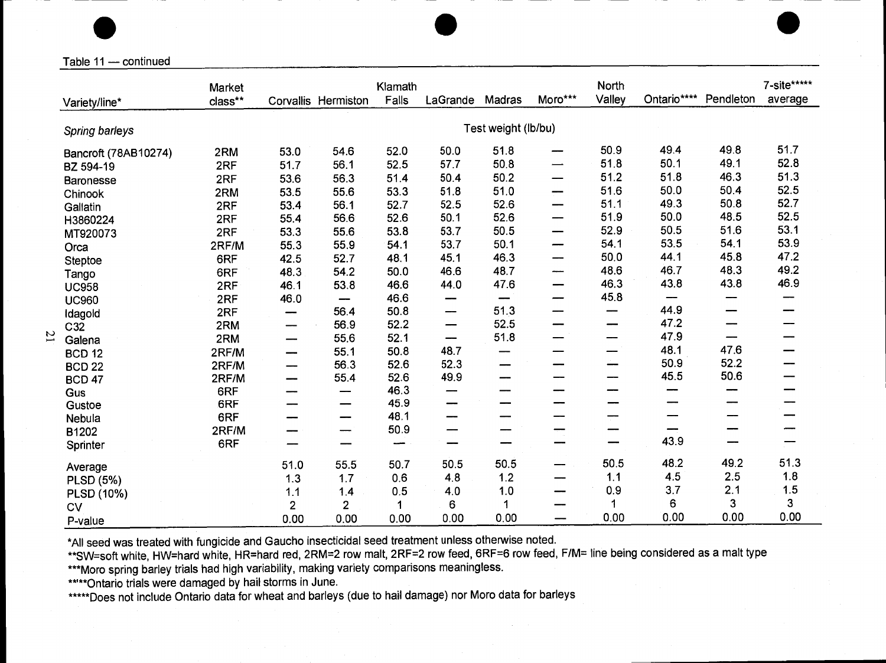Table 11 — continued

| Variety/line* | Market class** | Corvallis | Hermiston | Klamath Falls | LaGrande | Madras | Moro*** | North Valley | Ontario**** | Pendleton | 7-site***** average |
|---|---|---|---|---|---|---|---|---|---|---|---|
| *Spring barleys* | | | | | | Test weight (lb/bu) | | | | | |
| Bancroft (78AB10274) | 2RM | 53.0 | 54.6 | 52.0 | 50.0 | 51.8 | — | 50.9 | 49.4 | 49.8 | 51.7 |
| BZ 594-19 | 2RF | 51.7 | 56.1 | 52.5 | 57.7 | 50.8 | — | 51.8 | 50.1 | 49.1 | 52.8 |
| Baronesse | 2RF | 53.6 | 56.3 | 51.4 | 50.4 | 50.2 | — | 51.2 | 51.8 | 46.3 | 51.3 |
| Chinook | 2RM | 53.5 | 55.6 | 53.3 | 51.8 | 51.0 | — | 51.6 | 50.0 | 50.4 | 52.5 |
| Gallatin | 2RF | 53.4 | 56.1 | 52.7 | 52.5 | 52.6 | — | 51.1 | 49.3 | 50.8 | 52.7 |
| H3860224 | 2RF | 55.4 | 56.6 | 52.6 | 50.1 | 52.6 | — | 51.9 | 50.0 | 48.5 | 52.5 |
| MT920073 | 2RF | 53.3 | 55.6 | 53.8 | 53.7 | 50.5 | — | 52.9 | 50.5 | 51.6 | 53.1 |
| Orca | 2RF/M | 55.3 | 55.9 | 54.1 | 53.7 | 50.1 | — | 54.1 | 53.5 | 54.1 | 53.9 |
| Steptoe | 6RF | 42.5 | 52.7 | 48.1 | 45.1 | 46.3 | — | 50.0 | 44.1 | 45.8 | 47.2 |
| Tango | 6RF | 48.3 | 54.2 | 50.0 | 46.6 | 48.7 | — | 48.6 | 46.7 | 48.3 | 49.2 |
| UC958 | 2RF | 46.1 | 53.8 | 46.6 | 44.0 | 47.6 | — | 46.3 | 43.8 | 43.8 | 46.9 |
| UC960 | 2RF | 46.0 | — | 46.6 | — | — | — | 45.8 | — | — | — |
| Idagold | 2RF | — | 56.4 | 50.8 | — | 51.3 | — | — | 44.9 | — | — |
| C32 | 2RM | — | 56.9 | 52.2 | — | 52.5 | — | — | 47.2 | — | — |
| Galena | 2RM | — | 55.6 | 52.1 | — | 51.8 | — | — | 47.9 | — | — |
| BCD 12 | 2RF/M | — | 55.1 | 50.8 | 48.7 | — | — | — | 48.1 | 47.6 | — |
| BCD 22 | 2RF/M | — | 56.3 | 52.6 | 52.3 | — | — | — | 50.9 | 52.2 | — |
| BCD 47 | 2RF/M | — | 55.4 | 52.6 | 49.9 | — | — | — | 45.5 | 50.6 | — |
| Gus | 6RF | — | — | 46.3 | — | — | — | — | — | — | — |
| Gustoe | 6RF | — | — | 45.9 | — | — | — | — | — | — | — |
| Nebula | 6RF | — | — | 48.1 | — | — | — | — | — | — | — |
| B1202 | 2RF/M | — | — | 50.9 | — | — | — | — | — | — | — |
| Sprinter | 6RF | — | — | — | — | — | — | — | 43.9 | — | — |
| Average | | 51.0 | 55.5 | 50.7 | 50.5 | 50.5 | — | 50.5 | 48.2 | 49.2 | 51.3 |
| PLSD (5%) | | 1.3 | 1.7 | 0.6 | 4.8 | 1.2 | — | 1.1 | 4.5 | 2.5 | 1.8 |
| PLSD (10%) | | 1.1 | 1.4 | 0.5 | 4.0 | 1.0 | — | 0.9 | 3.7 | 2.1 | 1.5 |
| CV | | 2 | 2 | 1 | 6 | 1 | — | 1 | 6 | 3 | 3 |
| P-value | | 0.00 | 0.00 | 0.00 | 0.00 | 0.00 | — | 0.00 | 0.00 | 0.00 | 0.00 |

*All seed was treated with fungicide and Gaucho insecticidal seed treatment unless otherwise noted.

**SW=soft white, HW=hard white, HR=hard red, 2RM=2 row malt, 2RF=2 row feed, 6RF=6 row feed, F/M= line being considered as a malt type

***Moro spring barley trials had high variability, making variety comparisons meaningless.

****Ontario trials were damaged by hail storms in June.

*****Does not include Ontario data for wheat and barleys (due to hail damage) nor Moro data for barleys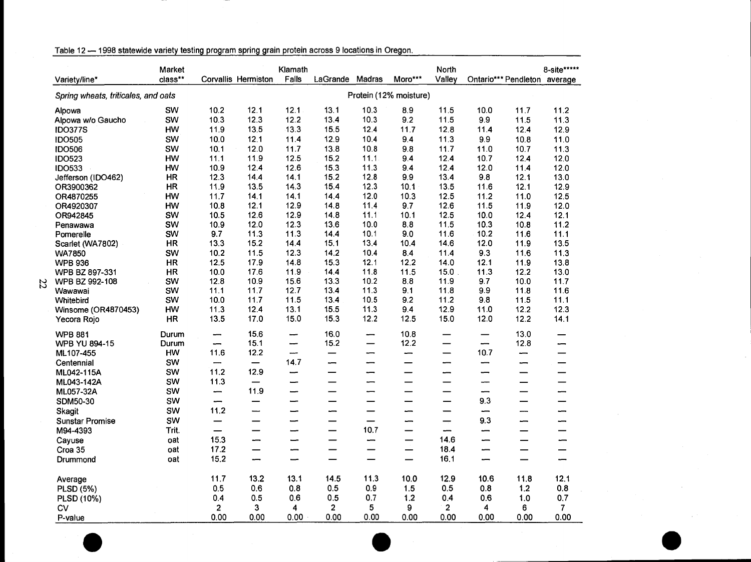Table 12 — 1998 statewide variety testing program spring grain protein across 9 locations in Oregon.

| Variety/line* | Market class** | Corvallis | Hermiston | Klamath Falls | LaGrande | Madras | Moro*** | North Valley | Ontario*** | Pendleton | 8-site***** average |
|---|---|---|---|---|---|---|---|---|---|---|---|
| *Spring wheats, triticales, and oats* | | | | | | Protein (12% moisture) | | | | | |
| Alpowa | SW | 10.2 | 12.1 | 12.1 | 13.1 | 10.3 | 8.9 | 11.5 | 10.0 | 11.7 | 11.2 |
| Alpowa w/o Gaucho | SW | 10.3 | 12.3 | 12.2 | 13.4 | 10.3 | 9.2 | 11.5 | 9.9 | 11.5 | 11.3 |
| IDO377S | HW | 11.9 | 13.5 | 13.3 | 15.5 | 12.4 | 11.7 | 12.8 | 11.4 | 12.4 | 12.9 |
| IDO505 | SW | 10.0 | 12.1 | 11.4 | 12.9 | 10.4 | 9.4 | 11.3 | 9.9 | 10.8 | 11.0 |
| IDO506 | SW | 10.1 | 12.0 | 11.7 | 13.8 | 10.8 | 9.8 | 11.7 | 11.0 | 10.7 | 11.3 |
| IDO523 | HW | 11.1 | 11.9 | 12.5 | 15.2 | 11.1 | 9.4 | 12.4 | 10.7 | 12.4 | 12.0 |
| IDO533 | HW | 10.9 | 12.4 | 12.6 | 15.3 | 11.3 | 9.4 | 12.4 | 12.0 | 11.4 | 12.0 |
| Jefferson (IDO462) | HR | 12.3 | 14.4 | 14.1 | 15.2 | 12.8 | 9.9 | 13.4 | 9.8 | 12.1 | 13.0 |
| OR3900362 | HR | 11.9 | 13.5 | 14.3 | 15.4 | 12.3 | 10.1 | 13.5 | 11.6 | 12.1 | 12.9 |
| OR4870255 | HW | 11.7 | 14.1 | 14.1 | 14.4 | 12.0 | 10.3 | 12.5 | 11.2 | 11.0 | 12.5 |
| OR4920307 | HW | 10.8 | 12.1 | 12.9 | 14.8 | 11.4 | 9.7 | 12.6 | 11.5 | 11.9 | 12.0 |
| OR942845 | SW | 10.5 | 12.6 | 12.9 | 14.8 | 11.1 | 10.1 | 12.5 | 10.0 | 12.4 | 12.1 |
| Penawawa | SW | 10.9 | 12.0 | 12.3 | 13.6 | 10.0 | 8.8 | 11.5 | 10.3 | 10.8 | 11.2 |
| Pomerelle | SW | 9.7 | 11.3 | 11.3 | 14.4 | 10.1 | 9.0 | 11.6 | 10.2 | 11.6 | 11.1 |
| Scarlet (WA7802) | HR | 13.3 | 15.2 | 14.4 | 15.1 | 13.4 | 10.4 | 14.6 | 12.0 | 11.9 | 13.5 |
| WA7850 | SW | 10.2 | 11.5 | 12.3 | 14.2 | 10.4 | 8.4 | 11.4 | 9.3 | 11.6 | 11.3 |
| WPB 936 | HR | 12.5 | 17.9 | 14.8 | 15.3 | 12.1 | 12.2 | 14.0 | 12.1 | 11.9 | 13.8 |
| WPB BZ 897-331 | HR | 10.0 | 17.6 | 11.9 | 14.4 | 11.8 | 11.5 | 15.0 | 11.3 | 12.2 | 13.0 |
| WPB BZ 992-108 | SW | 12.8 | 10.9 | 15.6 | 13.3 | 10.2 | 8.8 | 11.9 | 9.7 | 10.0 | 11.7 |
| Wawawai | SW | 11.1 | 11.7 | 12.7 | 13.4 | 11.3 | 9.1 | 11.8 | 9.9 | 11.8 | 11.6 |
| Whitebird | SW | 10.0 | 11.7 | 11.5 | 13.4 | 10.5 | 9.2 | 11.2 | 9.8 | 11.5 | 11.1 |
| Winsome (OR4870453) | HW | 11.3 | 12.4 | 13.1 | 15.5 | 11.3 | 9.4 | 12.9 | 11.0 | 12.2 | 12.3 |
| Yecora Rojo | HR | 13.5 | 17.0 | 15.0 | 15.3 | 12.2 | 12.5 | 15.0 | 12.0 | 12.2 | 14.1 |
| WPB 881 | Durum | — | 15.6 | — | 16.0 | — | 10.8 | — | — | 13.0 | — |
| WPB YU 894-15 | Durum | — | 15.1 | — | 15.2 | — | 12.2 | — | — | 12.8 | — |
| ML107-455 | HW | 11.6 | 12.2 | — | — | — | — | — | 10.7 | — | — |
| Centennial | SW | — | — | 14.7 | — | — | — | — | — | — | — |
| ML042-115A | SW | 11.2 | 12.9 | — | — | — | — | — | — | — | — |
| ML043-142A | SW | 11.3 | — | — | — | — | — | — | — | — | — |
| ML057-32A | SW | — | 11.9 | — | — | — | — | — | — | — | — |
| SDM50-30 | SW | — | — | — | — | — | — | — | 9.3 | — | — |
| Skagit | SW | 11.2 | — | — | — | — | — | — | — | — | — |
| Sunstar Promise | SW | — | — | — | — | — | — | — | 9.3 | — | — |
| M94-4393 | Trit. | — | — | — | — | 10.7 | — | — | — | — | — |
| Cayuse | oat | 15.3 | — | — | — | — | — | 14.6 | — | — | — |
| Croa 35 | oat | 17.2 | — | — | — | — | — | 18.4 | — | — | — |
| Drummond | oat | 15.2 | — | — | — | — | — | 16.1 | — | — | — |
| Average | | 11.7 | 13.2 | 13.1 | 14.5 | 11.3 | 10.0 | 12.9 | 10.6 | 11.8 | 12.1 |
| PLSD (5%) | | 0.5 | 0.6 | 0.8 | 0.5 | 0.9 | 1.5 | 0.5 | 0.8 | 1.2 | 0.8 |
| PLSD (10%) | | 0.4 | 0.5 | 0.6 | 0.5 | 0.7 | 1.2 | 0.4 | 0.6 | 1.0 | 0.7 |
| CV | | 2 | 3 | 4 | 2 | 5 | 9 | 2 | 4 | 6 | 7 |
| P-value | | 0.00 | 0.00 | 0.00 | 0.00 | 0.00 | 0.00 | 0.00 | 0.00 | 0.00 | 0.00 |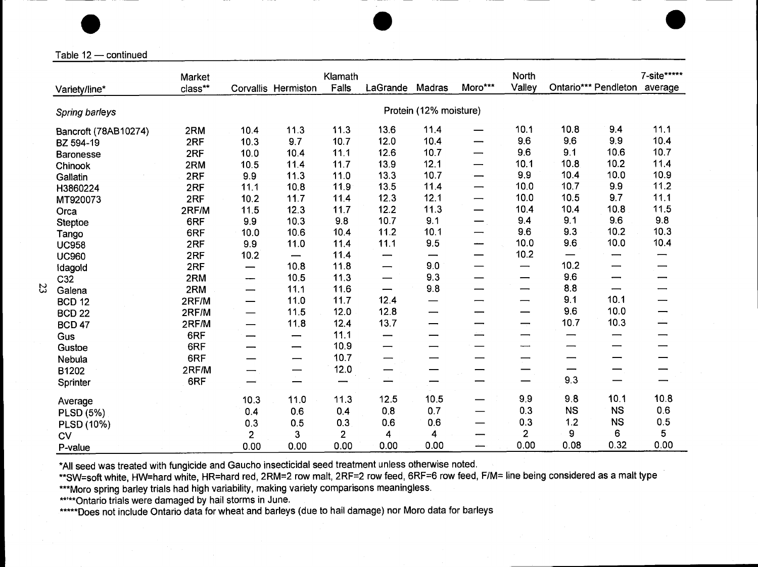Table 12 — continued

| Variety/line* | Market class** | Corvallis | Hermiston | Klamath Falls | LaGrande | Madras | Moro*** | North Valley | Ontario*** | Pendleton | 7-site***** average |
|---|---|---|---|---|---|---|---|---|---|---|---|
| *Spring barleys* | | | | | | Protein (12% moisture) | | | | | |
| Bancroft (78AB10274) | 2RM | 10.4 | 11.3 | 11.3 | 13.6 | 11.4 | — | 10.1 | 10.8 | 9.4 | 11.1 |
| BZ 594-19 | 2RF | 10.3 | 9.7 | 10.7 | 12.0 | 10.4 | — | 9.6 | 9.6 | 9.9 | 10.4 |
| Baronesse | 2RF | 10.0 | 10.4 | 11.1 | 12.6 | 10.7 | — | 9.6 | 9.1 | 10.6 | 10.7 |
| Chinook | 2RM | 10.5 | 11.4 | 11.7 | 13.9 | 12.1 | — | 10.1 | 10.8 | 10.2 | 11.4 |
| Gallatin | 2RF | 9.9 | 11.3 | 11.0 | 13.3 | 10.7 | — | 9.9 | 10.4 | 10.0 | 10.9 |
| H3860224 | 2RF | 11.1 | 10.8 | 11.9 | 13.5 | 11.4 | — | 10.0 | 10.7 | 9.9 | 11.2 |
| MT920073 | 2RF | 10.2 | 11.7 | 11.4 | 12.3 | 12.1 | — | 10.0 | 10.5 | 9.7 | 11.1 |
| Orca | 2RF/M | 11.5 | 12.3 | 11.7 | 12.2 | 11.3 | — | 10.4 | 10.4 | 10.8 | 11.5 |
| Steptoe | 6RF | 9.9 | 10.3 | 9.8 | 10.7 | 9.1 | — | 9.4 | 9.1 | 9.6 | 9.8 |
| Tango | 6RF | 10.0 | 10.6 | 10.4 | 11.2 | 10.1 | — | 9.6 | 9.3 | 10.2 | 10.3 |
| UC958 | 2RF | 9.9 | 11.0 | 11.4 | 11.1 | 9.5 | — | 10.0 | 9.6 | 10.0 | 10.4 |
| UC960 | 2RF | 10.2 | — | 11.4 | — | — | — | 10.2 | — | — | — |
| Idagold | 2RF | — | 10.8 | 11.8 | — | 9.0 | — | — | 10.2 | — | — |
| C32 | 2RM | — | 10.5 | 11.3 | — | 9.3 | — | — | 9.6 | — | — |
| Galena | 2RM | — | 11.1 | 11.6 | — | 9.8 | — | — | 8.8 | — | — |
| BCD 12 | 2RF/M | — | 11.0 | 11.7 | 12.4 | — | — | — | 9.1 | 10.1 | — |
| BCD 22 | 2RF/M | — | 11.5 | 12.0 | 12.8 | — | — | — | 9.6 | 10.0 | — |
| BCD 47 | 2RF/M | — | 11.8 | 12.4 | 13.7 | — | — | — | 10.7 | 10.3 | — |
| Gus | 6RF | — | — | 11.1 | — | — | — | — | — | — | — |
| Gustoe | 6RF | — | — | 10.9 | — | — | — | — | — | — | — |
| Nebula | 6RF | — | — | 10.7 | — | — | — | — | — | — | — |
| B1202 | 2RF/M | — | — | 12.0 | — | — | — | — | — | — | — |
| Sprinter | 6RF | — | — | — | — | — | — | — | 9.3 | — | — |
| Average | | 10.3 | 11.0 | 11.3 | 12.5 | 10.5 | — | 9.9 | 9.8 | 10.1 | 10.8 |
| PLSD (5%) | | 0.4 | 0.6 | 0.4 | 0.8 | 0.7 | — | 0.3 | NS | NS | 0.6 |
| PLSD (10%) | | 0.3 | 0.5 | 0.3 | 0.6 | 0.6 | — | 0.3 | 1.2 | NS | 0.5 |
| CV | | 2 | 3 | 2 | 4 | 4 | — | 2 | 9 | 6 | 5 |
| P-value | | 0.00 | 0.00 | 0.00 | 0.00 | 0.00 | — | 0.00 | 0.08 | 0.32 | 0.00 |

*All seed was treated with fungicide and Gaucho insecticidal seed treatment unless otherwise noted.

**SW=soft white, HW=hard white, HR=hard red, 2RM=2 row malt, 2RF=2 row feed, 6RF=6 row feed, F/M= line being considered as a malt type

***Moro spring barley trials had high variability, making variety comparisons meaningless.

****Ontario trials were damaged by hail storms in June.

*****Does not include Ontario data for wheat and barleys (due to hail damage) nor Moro data for barleys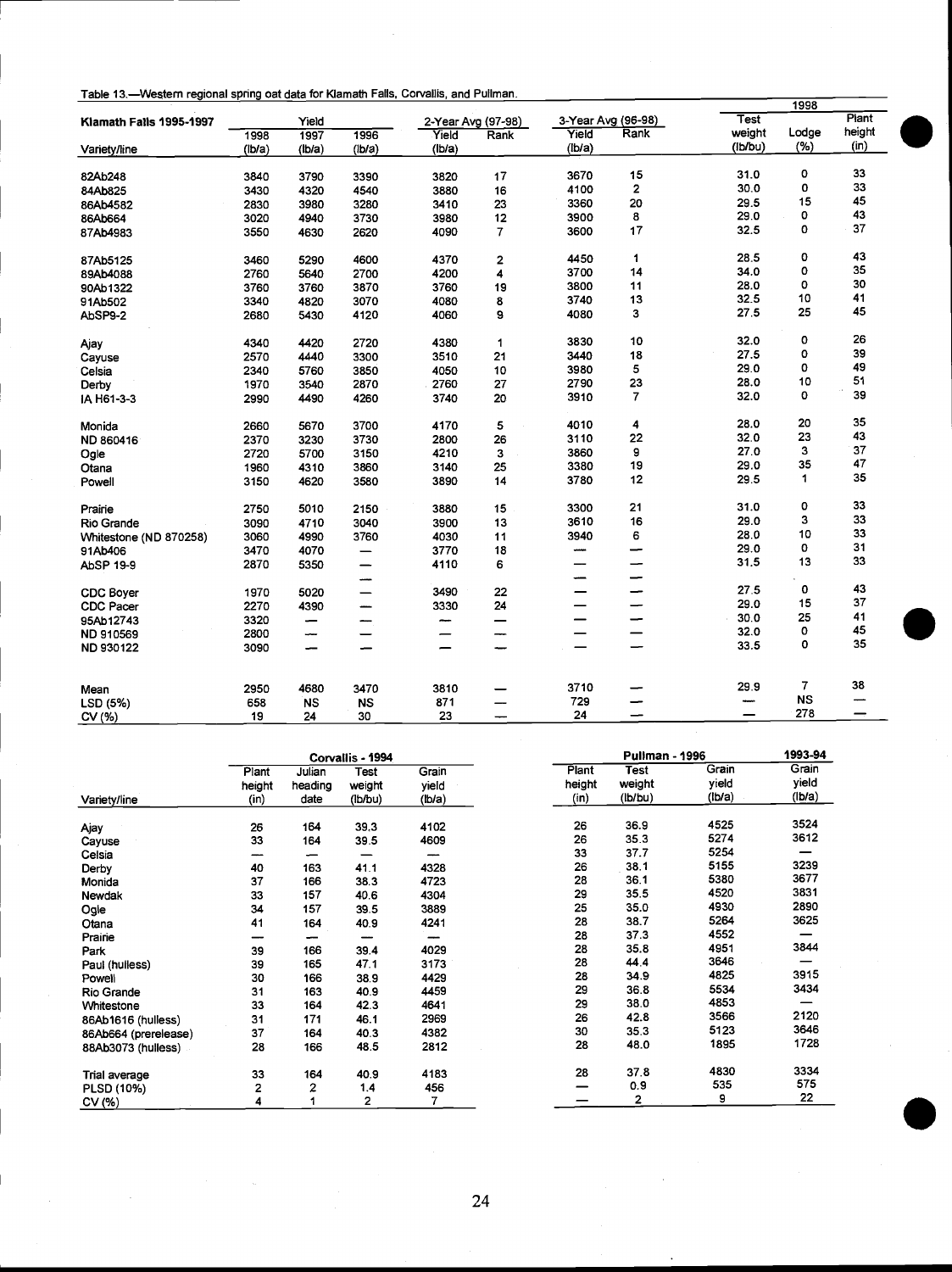Table 13.—Western regional spring oat data for Klamath Falls, Corvallis, and Pullman.

| Klamath Falls 1995-1997 | Yield | | | 2-Year Avg (97-98) | | 3-Year Avg (96-98) | | Test weight | 1998 Lodge | 1998 Plant height |
|---|---|---|---|---|---|---|---|---|---|---|
| Variety/line | 1998 (lb/a) | 1997 (lb/a) | 1996 (lb/a) | Yield (lb/a) | Rank | Yield (lb/a) | Rank | (lb/bu) | (%) | (in) |
| 82Ab248 | 3840 | 3790 | 3390 | 3820 | 17 | 3670 | 15 | 31.0 | 0 | 33 |
| 84Ab825 | 3430 | 4320 | 4540 | 3880 | 16 | 4100 | 2 | 30.0 | 0 | 33 |
| 86Ab4582 | 2830 | 3980 | 3280 | 3410 | 23 | 3360 | 20 | 29.5 | 15 | 45 |
| 86Ab664 | 3020 | 4940 | 3730 | 3980 | 12 | 3900 | 8 | 29.0 | 0 | 43 |
| 87Ab4983 | 3550 | 4630 | 2620 | 4090 | 7 | 3600 | 17 | 32.5 | 0 | 37 |
| 87Ab5125 | 3460 | 5290 | 4600 | 4370 | 2 | 4450 | 1 | 28.5 | 0 | 43 |
| 89Ab4088 | 2760 | 5640 | 2700 | 4200 | 4 | 3700 | 14 | 34.0 | 0 | 35 |
| 90Ab1322 | 3760 | 3760 | 3870 | 3760 | 19 | 3800 | 11 | 28.0 | 0 | 30 |
| 91Ab502 | 3340 | 4820 | 3070 | 4080 | 8 | 3740 | 13 | 32.5 | 10 | 41 |
| AbSP9-2 | 2680 | 5430 | 4120 | 4060 | 9 | 4080 | 3 | 27.5 | 25 | 45 |
| Ajay | 4340 | 4420 | 2720 | 4380 | 1 | 3830 | 10 | 32.0 | 0 | 26 |
| Cayuse | 2570 | 4440 | 3300 | 3510 | 21 | 3440 | 18 | 27.5 | 0 | 39 |
| Celsia | 2340 | 5760 | 3850 | 4050 | 10 | 3980 | 5 | 29.0 | 0 | 49 |
| Derby | 1970 | 3540 | 2870 | 2760 | 27 | 2790 | 23 | 28.0 | 10 | 51 |
| IA H61-3-3 | 2990 | 4490 | 4260 | 3740 | 20 | 3910 | 7 | 32.0 | 0 | 39 |
| Monida | 2660 | 5670 | 3700 | 4170 | 5 | 4010 | 4 | 28.0 | 20 | 35 |
| ND 860416 | 2370 | 3230 | 3730 | 2800 | 26 | 3110 | 22 | 32.0 | 23 | 43 |
| Ogle | 2720 | 5700 | 3150 | 4210 | 3 | 3860 | 9 | 27.0 | 3 | 37 |
| Otana | 1960 | 4310 | 3860 | 3140 | 25 | 3380 | 19 | 29.0 | 35 | 47 |
| Powell | 3150 | 4620 | 3580 | 3890 | 14 | 3780 | 12 | 29.5 | 1 | 35 |
| Prairie | 2750 | 5010 | 2150 | 3880 | 15 | 3300 | 21 | 31.0 | 0 | 33 |
| Rio Grande | 3090 | 4710 | 3040 | 3900 | 13 | 3610 | 16 | 29.0 | 3 | 33 |
| Whitestone (ND 870258) | 3060 | 4990 | 3760 | 4030 | 11 | 3940 | 6 | 28.0 | 10 | 33 |
| 91Ab406 | 3470 | 4070 | — | 3770 | 18 | — | — | 29.0 | 0 | 31 |
| AbSP 19-9 | 2870 | 5350 | — | 4110 | 6 | — | — | 31.5 | 13 | 33 |
| CDC Boyer | 1970 | 5020 | — | 3490 | 22 | — | — | 27.5 | 0 | 43 |
| CDC Pacer | 2270 | 4390 | — | 3330 | 24 | — | — | 29.0 | 15 | 37 |
| 95Ab12743 | 3320 | — | — | — | — | — | — | 30.0 | 25 | 41 |
| ND 910569 | 2800 | — | — | — | — | — | — | 32.0 | 0 | 45 |
| ND 930122 | 3090 | — | — | — | — | — | — | 33.5 | 0 | 35 |
| Mean | 2950 | 4680 | 3470 | 3810 | — | 3710 | — | 29.9 | 7 | 38 |
| LSD (5%) | 658 | NS | NS | 871 | — | 729 | — | — | NS | — |
| CV (%) | 19 | 24 | 30 | 23 | — | 24 | — | — | 278 | — |

| | Corvallis - 1994 | | | | Pullman - 1996 | | | 1993-94 |
|---|---|---|---|---|---|---|---|---|
| Variety/line | Plant height (in) | Julian heading date | Test weight (lb/bu) | Grain yield (lb/a) | Plant height (in) | Test weight (lb/bu) | Grain yield (lb/a) | Grain yield (lb/a) |
| Ajay | 26 | 164 | 39.3 | 4102 | 26 | 36.9 | 4525 | 3524 |
| Cayuse | 33 | 164 | 39.5 | 4609 | 26 | 35.3 | 5274 | 3612 |
| Celsia | — | — | — | — | 33 | 37.7 | 5254 | — |
| Derby | 40 | 163 | 41.1 | 4328 | 26 | 38.1 | 5155 | 3239 |
| Monida | 37 | 166 | 38.3 | 4723 | 28 | 36.1 | 5380 | 3677 |
| Newdak | 33 | 157 | 40.6 | 4304 | 29 | 35.5 | 4520 | 3831 |
| Ogle | 34 | 157 | 39.5 | 3889 | 25 | 35.0 | 4930 | 2890 |
| Otana | 41 | 164 | 40.9 | 4241 | 28 | 38.7 | 5264 | 3625 |
| Prairie | — | — | — | — | 28 | 37.3 | 4552 | — |
| Park | 39 | 166 | 39.4 | 4029 | 28 | 35.8 | 4951 | 3844 |
| Paul (hulless) | 39 | 165 | 47.1 | 3173 | 28 | 44.4 | 3646 | — |
| Powell | 30 | 166 | 38.9 | 4429 | 28 | 34.9 | 4825 | 3915 |
| Rio Grande | 31 | 163 | 40.9 | 4459 | 29 | 36.8 | 5534 | 3434 |
| Whitestone | 33 | 164 | 42.3 | 4641 | 29 | 38.0 | 4853 | — |
| 86Ab1616 (hulless) | 31 | 171 | 46.1 | 2969 | 26 | 42.8 | 3566 | 2120 |
| 86Ab664 (prerelease) | 37 | 164 | 40.3 | 4382 | 30 | 35.3 | 5123 | 3646 |
| 88Ab3073 (hulless) | 28 | 166 | 48.5 | 2812 | 28 | 48.0 | 1895 | 1728 |
| Trial average | 33 | 164 | 40.9 | 4183 | 28 | 37.8 | 4830 | 3334 |
| PLSD (10%) | 2 | 2 | 1.4 | 456 | — | 0.9 | 535 | 575 |
| CV (%) | 4 | 1 | 2 | 7 | — | 2 | 9 | 22 |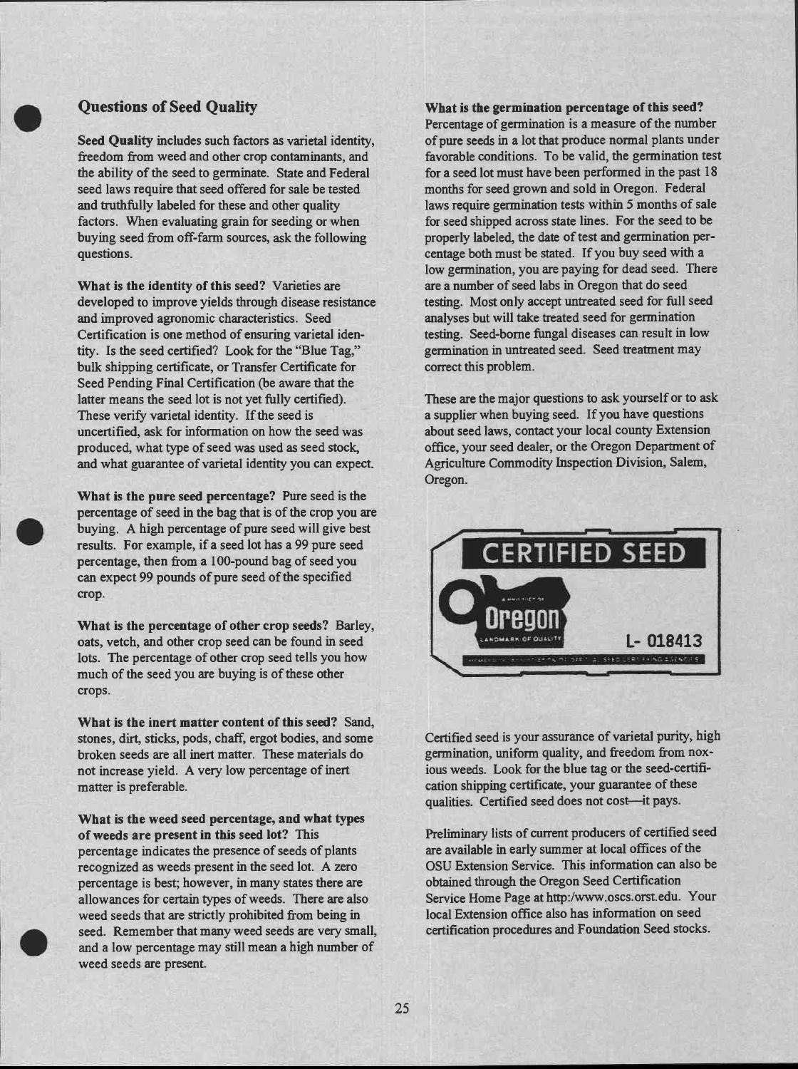## Questions of Seed Quality

**Seed Quality** includes such factors as varietal identity, freedom from weed and other crop contaminants, and the ability of the seed to germinate. State and Federal seed laws require that seed offered for sale be tested and truthfully labeled for these and other quality factors. When evaluating grain for seeding or when buying seed from off-farm sources, ask the following questions.

**What is the identity of this seed?** Varieties are developed to improve yields through disease resistance and improved agronomic characteristics. Seed Certification is one method of ensuring varietal identity. Is the seed certified? Look for the "Blue Tag," bulk shipping certificate, or Transfer Certificate for Seed Pending Final Certification (be aware that the latter means the seed lot is not yet fully certified). These verify varietal identity. If the seed is uncertified, ask for information on how the seed was produced, what type of seed was used as seed stock, and what guarantee of varietal identity you can expect.

**What is the pure seed percentage?** Pure seed is the percentage of seed in the bag that is of the crop you are buying. A high percentage of pure seed will give best results. For example, if a seed lot has a 99 pure seed percentage, then from a 100-pound bag of seed you can expect 99 pounds of pure seed of the specified crop.

**What is the percentage of other crop seeds?** Barley, oats, vetch, and other crop seed can be found in seed lots. The percentage of other crop seed tells you how much of the seed you are buying is of these other crops.

**What is the inert matter content of this seed?** Sand, stones, dirt, sticks, pods, chaff, ergot bodies, and some broken seeds are all inert matter. These materials do not increase yield. A very low percentage of inert matter is preferable.

**What is the weed seed percentage, and what types of weeds are present in this seed lot?** This percentage indicates the presence of seeds of plants recognized as weeds present in the seed lot. A zero percentage is best; however, in many states there are allowances for certain types of weeds. There are also weed seeds that are strictly prohibited from being in seed. Remember that many weed seeds are very small, and a low percentage may still mean a high number of weed seeds are present.

**What is the germination percentage of this seed?** Percentage of germination is a measure of the number of pure seeds in a lot that produce normal plants under favorable conditions. To be valid, the germination test for a seed lot must have been performed in the past 18 months for seed grown and sold in Oregon. Federal laws require germination tests within 5 months of sale for seed shipped across state lines. For the seed to be properly labeled, the date of test and germination percentage both must be stated. If you buy seed with a low germination, you are paying for dead seed. There are a number of seed labs in Oregon that do seed testing. Most only accept untreated seed for full seed analyses but will take treated seed for germination testing. Seed-borne fungal diseases can result in low germination in untreated seed. Seed treatment may correct this problem.

These are the major questions to ask yourself or to ask a supplier when buying seed. If you have questions about seed laws, contact your local county Extension office, your seed dealer, or the Oregon Department of Agriculture Commodity Inspection Division, Salem, Oregon.

CERTIFIED SEED

Oregon

LANDMARK OF QUALITY

L- 018413

Certified seed is your assurance of varietal purity, high germination, uniform quality, and freedom from noxious weeds. Look for the blue tag or the seed-certification shipping certificate, your guarantee of these qualities. Certified seed does not cost—it pays.

Preliminary lists of current producers of certified seed are available in early summer at local offices of the OSU Extension Service. This information can also be obtained through the Oregon Seed Certification Service Home Page at http:/www.oscs.orst.edu. Your local Extension office also has information on seed certification procedures and Foundation Seed stocks.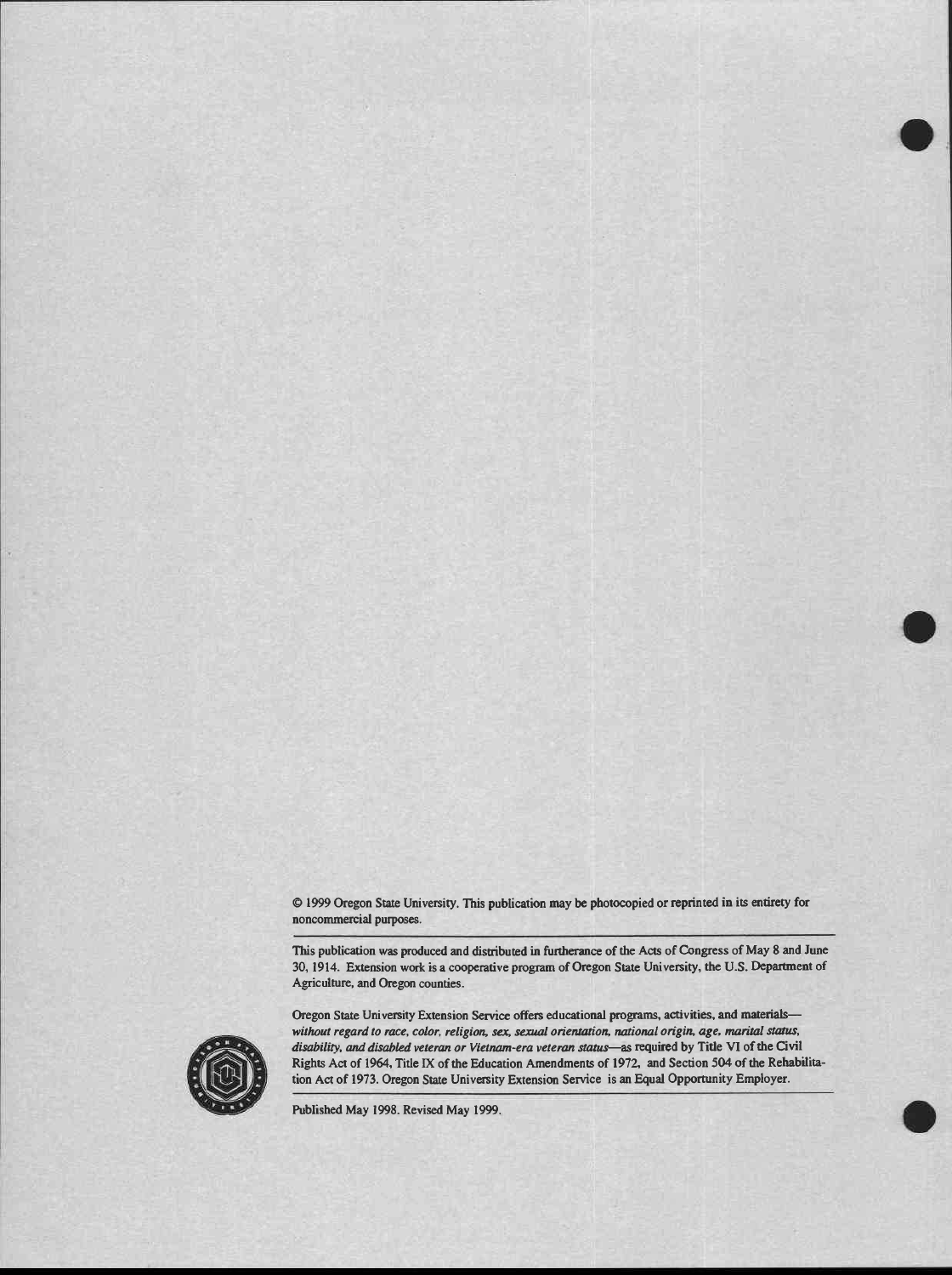© 1999 Oregon State University. This publication may be photocopied or reprinted in its entirety for noncommercial purposes.

---

This publication was produced and distributed in furtherance of the Acts of Congress of May 8 and June 30, 1914. Extension work is a cooperative program of Oregon State University, the U.S. Department of Agriculture, and Oregon counties.

Oregon State University Extension Service offers educational programs, activities, and materials—*without regard to race, color, religion, sex, sexual orientation, national origin, age, marital status, disability, and disabled veteran or Vietnam-era veteran status*—as required by Title VI of the Civil Rights Act of 1964, Title IX of the Education Amendments of 1972, and Section 504 of the Rehabilitation Act of 1973. Oregon State University Extension Service is an Equal Opportunity Employer.

---

Published May 1998. Revised May 1999.